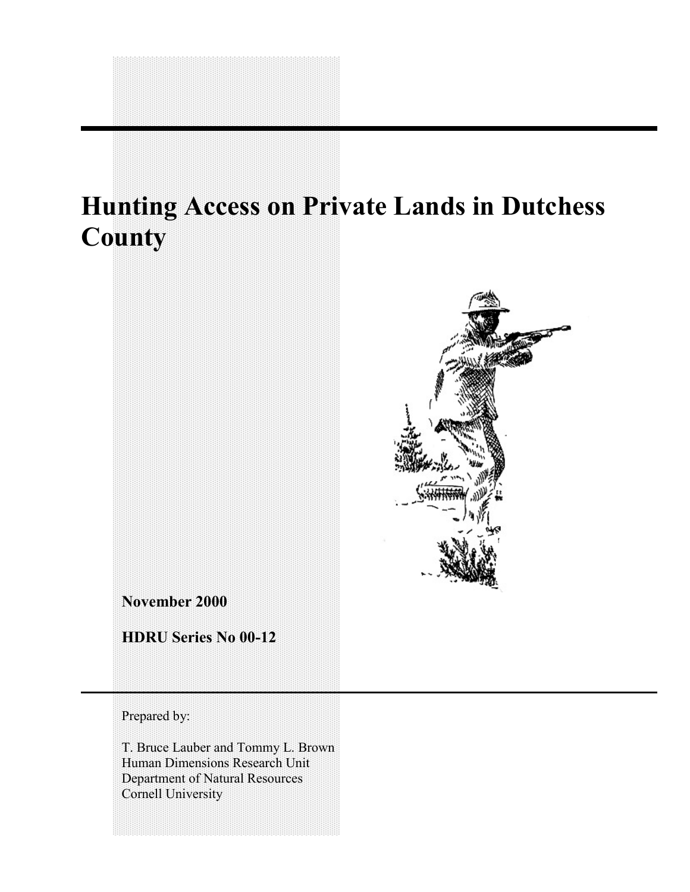# Hunting Access on Private Lands in Dutchess County

**November 2000**

**HDRU Series No 00-12**

Prepared by:

T. Bruce Lauber and Tommy L. Brown
Human Dimensions Research Unit
Department of Natural Resources
Cornell University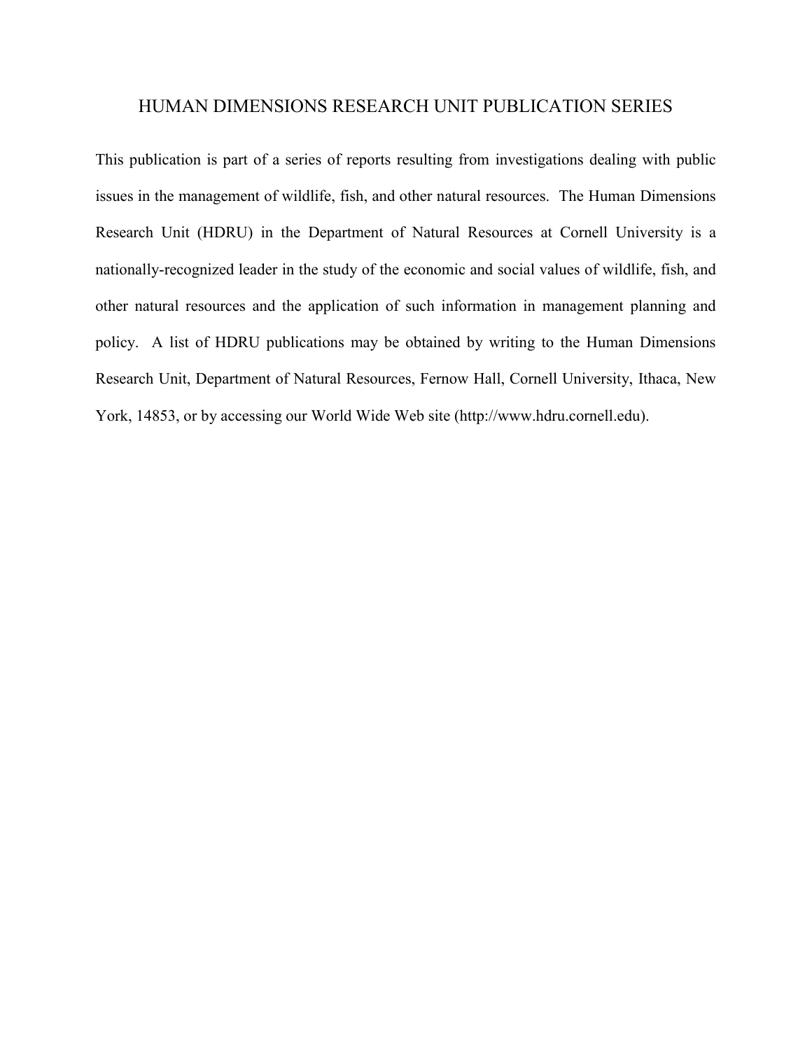# HUMAN DIMENSIONS RESEARCH UNIT PUBLICATION SERIES

This publication is part of a series of reports resulting from investigations dealing with public issues in the management of wildlife, fish, and other natural resources. The Human Dimensions Research Unit (HDRU) in the Department of Natural Resources at Cornell University is a nationally-recognized leader in the study of the economic and social values of wildlife, fish, and other natural resources and the application of such information in management planning and policy. A list of HDRU publications may be obtained by writing to the Human Dimensions Research Unit, Department of Natural Resources, Fernow Hall, Cornell University, Ithaca, New York, 14853, or by accessing our World Wide Web site (http://www.hdru.cornell.edu).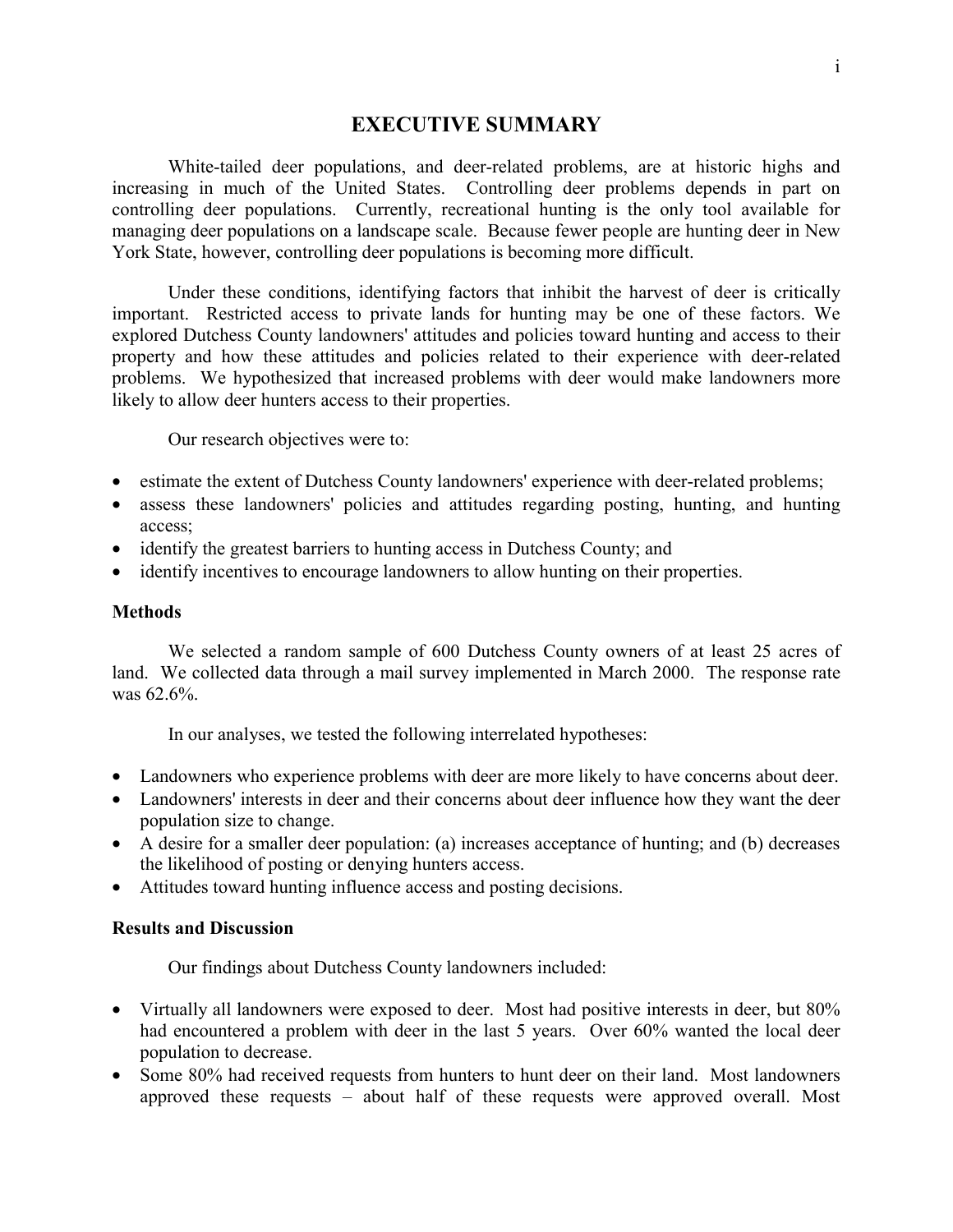# EXECUTIVE SUMMARY

White-tailed deer populations, and deer-related problems, are at historic highs and increasing in much of the United States. Controlling deer problems depends in part on controlling deer populations. Currently, recreational hunting is the only tool available for managing deer populations on a landscape scale. Because fewer people are hunting deer in New York State, however, controlling deer populations is becoming more difficult.

Under these conditions, identifying factors that inhibit the harvest of deer is critically important. Restricted access to private lands for hunting may be one of these factors. We explored Dutchess County landowners' attitudes and policies toward hunting and access to their property and how these attitudes and policies related to their experience with deer-related problems. We hypothesized that increased problems with deer would make landowners more likely to allow deer hunters access to their properties.

Our research objectives were to:

- estimate the extent of Dutchess County landowners' experience with deer-related problems;
- assess these landowners' policies and attitudes regarding posting, hunting, and hunting access;
- identify the greatest barriers to hunting access in Dutchess County; and
- identify incentives to encourage landowners to allow hunting on their properties.

### Methods

We selected a random sample of 600 Dutchess County owners of at least 25 acres of land. We collected data through a mail survey implemented in March 2000. The response rate was 62.6%.

In our analyses, we tested the following interrelated hypotheses:

- Landowners who experience problems with deer are more likely to have concerns about deer.
- Landowners' interests in deer and their concerns about deer influence how they want the deer population size to change.
- A desire for a smaller deer population: (a) increases acceptance of hunting; and (b) decreases the likelihood of posting or denying hunters access.
- Attitudes toward hunting influence access and posting decisions.

### Results and Discussion

Our findings about Dutchess County landowners included:

- Virtually all landowners were exposed to deer. Most had positive interests in deer, but 80% had encountered a problem with deer in the last 5 years. Over 60% wanted the local deer population to decrease.
- Some 80% had received requests from hunters to hunt deer on their land. Most landowners approved these requests – about half of these requests were approved overall. Most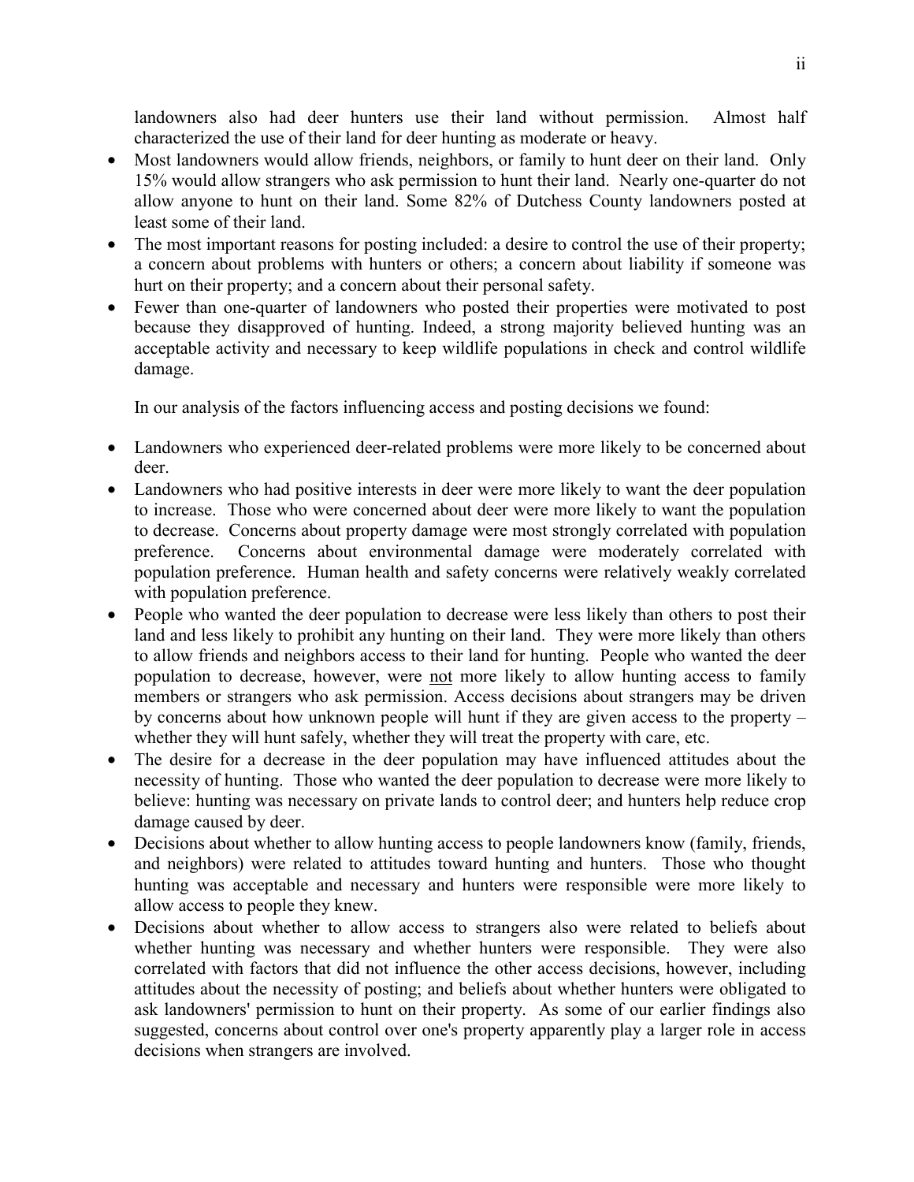landowners also had deer hunters use their land without permission. Almost half characterized the use of their land for deer hunting as moderate or heavy.

- Most landowners would allow friends, neighbors, or family to hunt deer on their land. Only 15% would allow strangers who ask permission to hunt their land. Nearly one-quarter do not allow anyone to hunt on their land. Some 82% of Dutchess County landowners posted at least some of their land.
- The most important reasons for posting included: a desire to control the use of their property; a concern about problems with hunters or others; a concern about liability if someone was hurt on their property; and a concern about their personal safety.
- Fewer than one-quarter of landowners who posted their properties were motivated to post because they disapproved of hunting. Indeed, a strong majority believed hunting was an acceptable activity and necessary to keep wildlife populations in check and control wildlife damage.

In our analysis of the factors influencing access and posting decisions we found:

- Landowners who experienced deer-related problems were more likely to be concerned about deer.
- Landowners who had positive interests in deer were more likely to want the deer population to increase. Those who were concerned about deer were more likely to want the population to decrease. Concerns about property damage were most strongly correlated with population preference. Concerns about environmental damage were moderately correlated with population preference. Human health and safety concerns were relatively weakly correlated with population preference.
- People who wanted the deer population to decrease were less likely than others to post their land and less likely to prohibit any hunting on their land. They were more likely than others to allow friends and neighbors access to their land for hunting. People who wanted the deer population to decrease, however, were <u>not</u> more likely to allow hunting access to family members or strangers who ask permission. Access decisions about strangers may be driven by concerns about how unknown people will hunt if they are given access to the property – whether they will hunt safely, whether they will treat the property with care, etc.
- The desire for a decrease in the deer population may have influenced attitudes about the necessity of hunting. Those who wanted the deer population to decrease were more likely to believe: hunting was necessary on private lands to control deer; and hunters help reduce crop damage caused by deer.
- Decisions about whether to allow hunting access to people landowners know (family, friends, and neighbors) were related to attitudes toward hunting and hunters. Those who thought hunting was acceptable and necessary and hunters were responsible were more likely to allow access to people they knew.
- Decisions about whether to allow access to strangers also were related to beliefs about whether hunting was necessary and whether hunters were responsible. They were also correlated with factors that did not influence the other access decisions, however, including attitudes about the necessity of posting; and beliefs about whether hunters were obligated to ask landowners' permission to hunt on their property. As some of our earlier findings also suggested, concerns about control over one's property apparently play a larger role in access decisions when strangers are involved.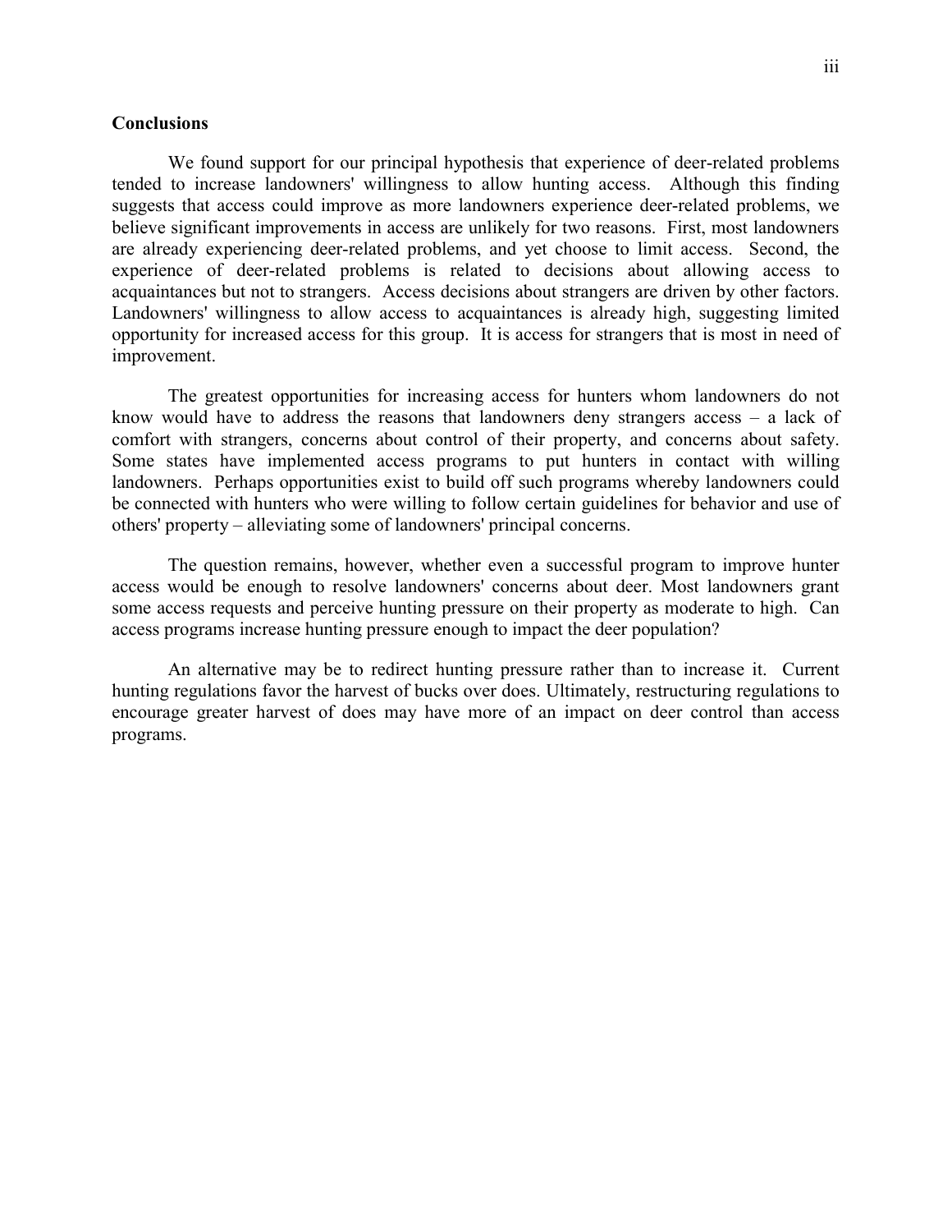## Conclusions

We found support for our principal hypothesis that experience of deer-related problems tended to increase landowners' willingness to allow hunting access. Although this finding suggests that access could improve as more landowners experience deer-related problems, we believe significant improvements in access are unlikely for two reasons. First, most landowners are already experiencing deer-related problems, and yet choose to limit access. Second, the experience of deer-related problems is related to decisions about allowing access to acquaintances but not to strangers. Access decisions about strangers are driven by other factors. Landowners' willingness to allow access to acquaintances is already high, suggesting limited opportunity for increased access for this group. It is access for strangers that is most in need of improvement.

The greatest opportunities for increasing access for hunters whom landowners do not know would have to address the reasons that landowners deny strangers access – a lack of comfort with strangers, concerns about control of their property, and concerns about safety. Some states have implemented access programs to put hunters in contact with willing landowners. Perhaps opportunities exist to build off such programs whereby landowners could be connected with hunters who were willing to follow certain guidelines for behavior and use of others' property – alleviating some of landowners' principal concerns.

The question remains, however, whether even a successful program to improve hunter access would be enough to resolve landowners' concerns about deer. Most landowners grant some access requests and perceive hunting pressure on their property as moderate to high. Can access programs increase hunting pressure enough to impact the deer population?

An alternative may be to redirect hunting pressure rather than to increase it. Current hunting regulations favor the harvest of bucks over does. Ultimately, restructuring regulations to encourage greater harvest of does may have more of an impact on deer control than access programs.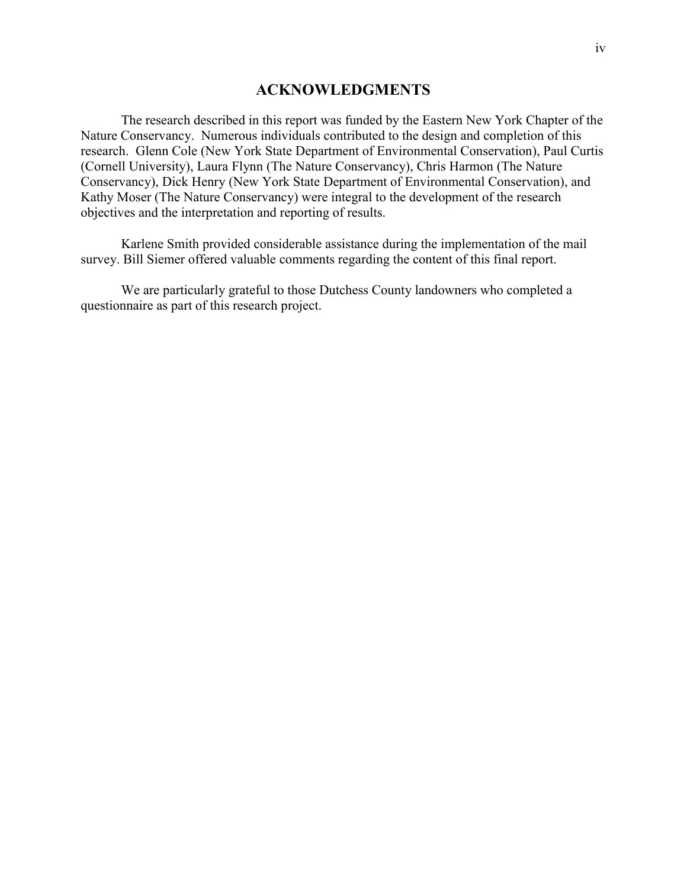# ACKNOWLEDGMENTS

The research described in this report was funded by the Eastern New York Chapter of the Nature Conservancy. Numerous individuals contributed to the design and completion of this research. Glenn Cole (New York State Department of Environmental Conservation), Paul Curtis (Cornell University), Laura Flynn (The Nature Conservancy), Chris Harmon (The Nature Conservancy), Dick Henry (New York State Department of Environmental Conservation), and Kathy Moser (The Nature Conservancy) were integral to the development of the research objectives and the interpretation and reporting of results.

Karlene Smith provided considerable assistance during the implementation of the mail survey. Bill Siemer offered valuable comments regarding the content of this final report.

We are particularly grateful to those Dutchess County landowners who completed a questionnaire as part of this research project.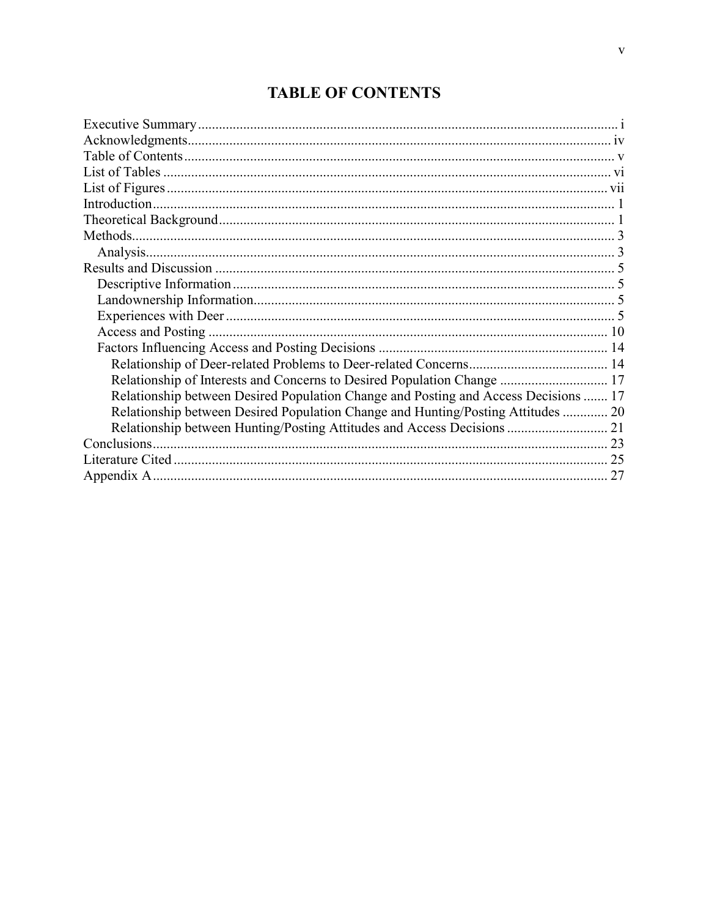# TABLE OF CONTENTS

Executive Summary ........................................................................................................ i
Acknowledgments.......................................................................................................... iv
Table of Contents ........................................................................................................... v
List of Tables ................................................................................................................. vi
List of Figures ............................................................................................................... vii
Introduction .................................................................................................................... 1
Theoretical Background ................................................................................................. 1
Methods .......................................................................................................................... 3
  Analysis ....................................................................................................................... 3
Results and Discussion .................................................................................................. 5
  Descriptive Information ............................................................................................. 5
  Landownership Information ....................................................................................... 5
  Experiences with Deer ............................................................................................... 5
  Access and Posting ................................................................................................... 10
  Factors Influencing Access and Posting Decisions .................................................. 14
    Relationship of Deer-related Problems to Deer-related Concerns ......................... 14
    Relationship of Interests and Concerns to Desired Population Change ................ 17
    Relationship between Desired Population Change and Posting and Access Decisions ....... 17
    Relationship between Desired Population Change and Hunting/Posting Attitudes ............. 20
    Relationship between Hunting/Posting Attitudes and Access Decisions ............................. 21
Conclusions .................................................................................................................. 23
Literature Cited ............................................................................................................ 25
Appendix A .................................................................................................................. 27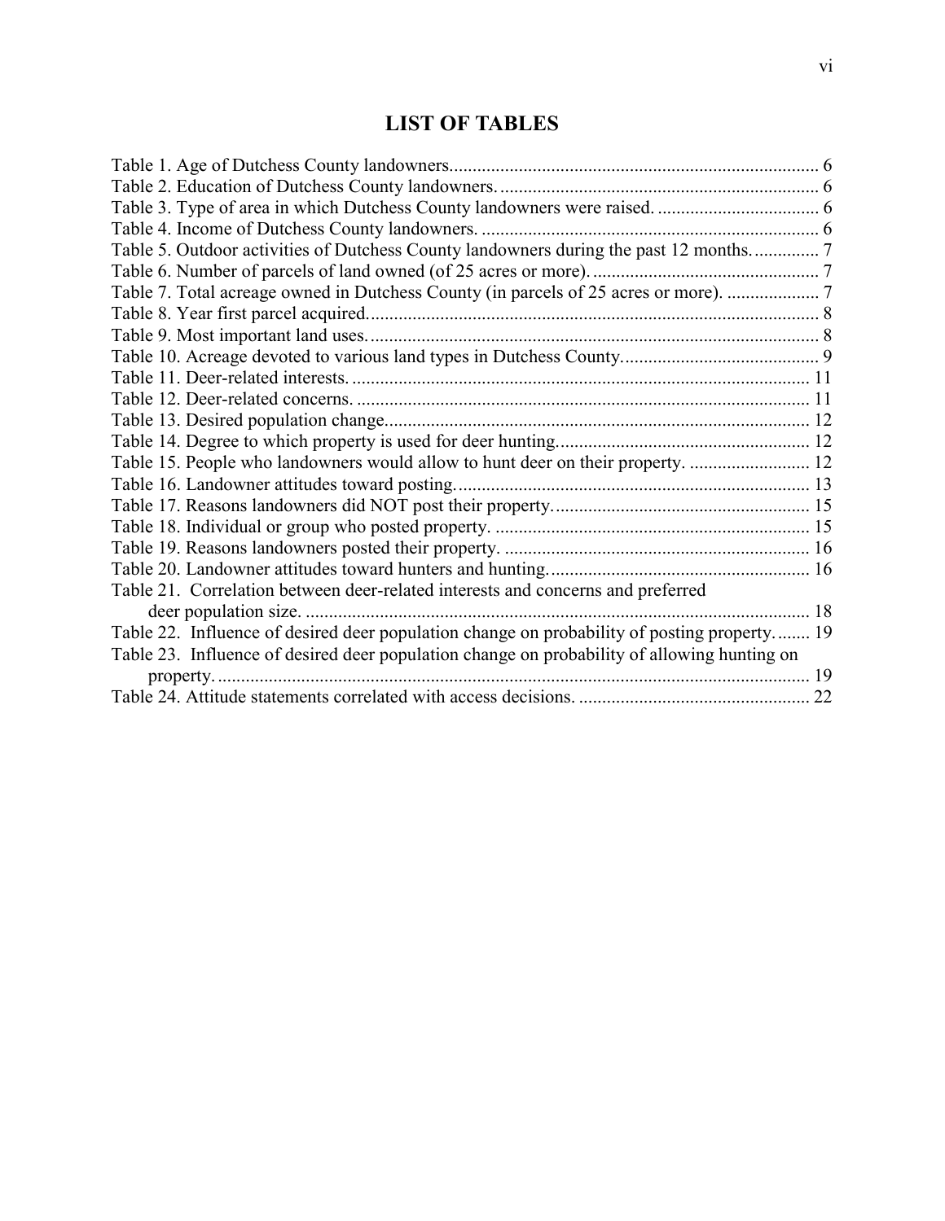# LIST OF TABLES

Table 1. Age of Dutchess County landowners. 6
Table 2. Education of Dutchess County landowners. 6
Table 3. Type of area in which Dutchess County landowners were raised. 6
Table 4. Income of Dutchess County landowners. 6
Table 5. Outdoor activities of Dutchess County landowners during the past 12 months. 7
Table 6. Number of parcels of land owned (of 25 acres or more). 7
Table 7. Total acreage owned in Dutchess County (in parcels of 25 acres or more). 7
Table 8. Year first parcel acquired. 8
Table 9. Most important land uses. 8
Table 10. Acreage devoted to various land types in Dutchess County. 9
Table 11. Deer-related interests. 11
Table 12. Deer-related concerns. 11
Table 13. Desired population change. 12
Table 14. Degree to which property is used for deer hunting. 12
Table 15. People who landowners would allow to hunt deer on their property. 12
Table 16. Landowner attitudes toward posting. 13
Table 17. Reasons landowners did NOT post their property. 15
Table 18. Individual or group who posted property. 15
Table 19. Reasons landowners posted their property. 16
Table 20. Landowner attitudes toward hunters and hunting. 16
Table 21. Correlation between deer-related interests and concerns and preferred deer population size. 18
Table 22. Influence of desired deer population change on probability of posting property. 19
Table 23. Influence of desired deer population change on probability of allowing hunting on property. 19
Table 24. Attitude statements correlated with access decisions. 22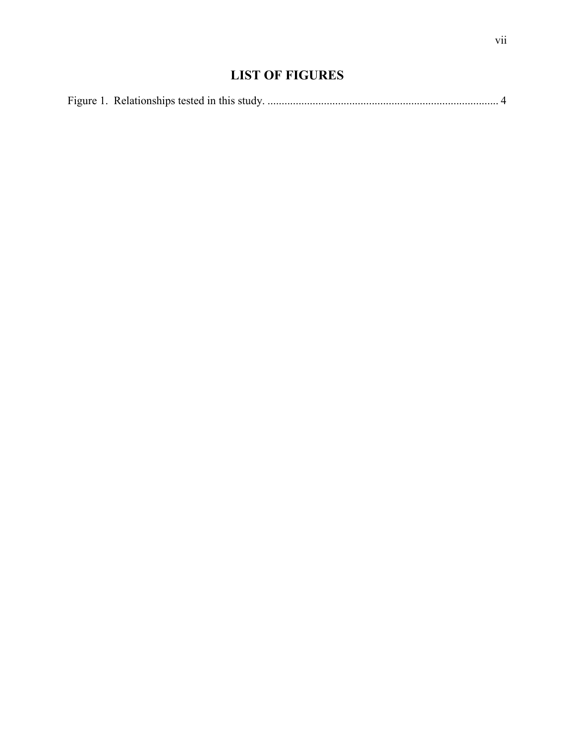## LIST OF FIGURES

Figure 1. Relationships tested in this study. ................................................................................. 4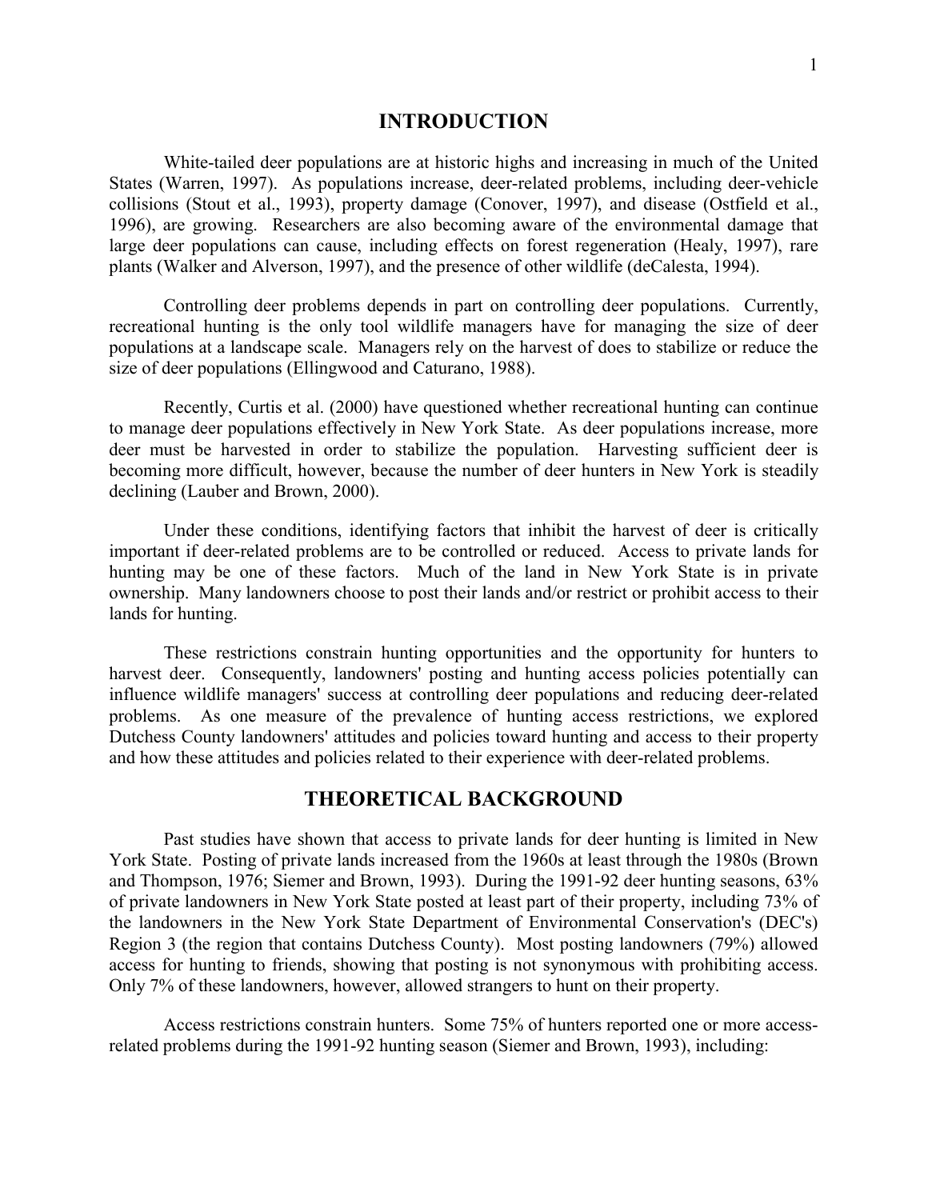## INTRODUCTION

White-tailed deer populations are at historic highs and increasing in much of the United States (Warren, 1997). As populations increase, deer-related problems, including deer-vehicle collisions (Stout et al., 1993), property damage (Conover, 1997), and disease (Ostfield et al., 1996), are growing. Researchers are also becoming aware of the environmental damage that large deer populations can cause, including effects on forest regeneration (Healy, 1997), rare plants (Walker and Alverson, 1997), and the presence of other wildlife (deCalesta, 1994).

Controlling deer problems depends in part on controlling deer populations. Currently, recreational hunting is the only tool wildlife managers have for managing the size of deer populations at a landscape scale. Managers rely on the harvest of does to stabilize or reduce the size of deer populations (Ellingwood and Caturano, 1988).

Recently, Curtis et al. (2000) have questioned whether recreational hunting can continue to manage deer populations effectively in New York State. As deer populations increase, more deer must be harvested in order to stabilize the population. Harvesting sufficient deer is becoming more difficult, however, because the number of deer hunters in New York is steadily declining (Lauber and Brown, 2000).

Under these conditions, identifying factors that inhibit the harvest of deer is critically important if deer-related problems are to be controlled or reduced. Access to private lands for hunting may be one of these factors. Much of the land in New York State is in private ownership. Many landowners choose to post their lands and/or restrict or prohibit access to their lands for hunting.

These restrictions constrain hunting opportunities and the opportunity for hunters to harvest deer. Consequently, landowners' posting and hunting access policies potentially can influence wildlife managers' success at controlling deer populations and reducing deer-related problems. As one measure of the prevalence of hunting access restrictions, we explored Dutchess County landowners' attitudes and policies toward hunting and access to their property and how these attitudes and policies related to their experience with deer-related problems.

## THEORETICAL BACKGROUND

Past studies have shown that access to private lands for deer hunting is limited in New York State. Posting of private lands increased from the 1960s at least through the 1980s (Brown and Thompson, 1976; Siemer and Brown, 1993). During the 1991-92 deer hunting seasons, 63% of private landowners in New York State posted at least part of their property, including 73% of the landowners in the New York State Department of Environmental Conservation's (DEC's) Region 3 (the region that contains Dutchess County). Most posting landowners (79%) allowed access for hunting to friends, showing that posting is not synonymous with prohibiting access. Only 7% of these landowners, however, allowed strangers to hunt on their property.

Access restrictions constrain hunters. Some 75% of hunters reported one or more access-related problems during the 1991-92 hunting season (Siemer and Brown, 1993), including: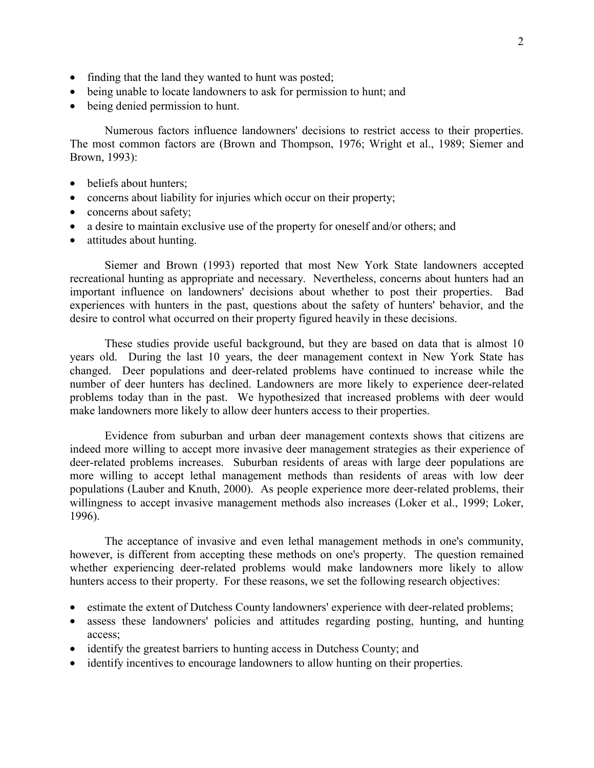- finding that the land they wanted to hunt was posted;
- being unable to locate landowners to ask for permission to hunt; and
- being denied permission to hunt.

Numerous factors influence landowners' decisions to restrict access to their properties. The most common factors are (Brown and Thompson, 1976; Wright et al., 1989; Siemer and Brown, 1993):

- beliefs about hunters;
- concerns about liability for injuries which occur on their property;
- concerns about safety;
- a desire to maintain exclusive use of the property for oneself and/or others; and
- attitudes about hunting.

Siemer and Brown (1993) reported that most New York State landowners accepted recreational hunting as appropriate and necessary. Nevertheless, concerns about hunters had an important influence on landowners' decisions about whether to post their properties. Bad experiences with hunters in the past, questions about the safety of hunters' behavior, and the desire to control what occurred on their property figured heavily in these decisions.

These studies provide useful background, but they are based on data that is almost 10 years old. During the last 10 years, the deer management context in New York State has changed. Deer populations and deer-related problems have continued to increase while the number of deer hunters has declined. Landowners are more likely to experience deer-related problems today than in the past. We hypothesized that increased problems with deer would make landowners more likely to allow deer hunters access to their properties.

Evidence from suburban and urban deer management contexts shows that citizens are indeed more willing to accept more invasive deer management strategies as their experience of deer-related problems increases. Suburban residents of areas with large deer populations are more willing to accept lethal management methods than residents of areas with low deer populations (Lauber and Knuth, 2000). As people experience more deer-related problems, their willingness to accept invasive management methods also increases (Loker et al., 1999; Loker, 1996).

The acceptance of invasive and even lethal management methods in one's community, however, is different from accepting these methods on one's property. The question remained whether experiencing deer-related problems would make landowners more likely to allow hunters access to their property. For these reasons, we set the following research objectives:

- estimate the extent of Dutchess County landowners' experience with deer-related problems;
- assess these landowners' policies and attitudes regarding posting, hunting, and hunting access;
- identify the greatest barriers to hunting access in Dutchess County; and
- identify incentives to encourage landowners to allow hunting on their properties.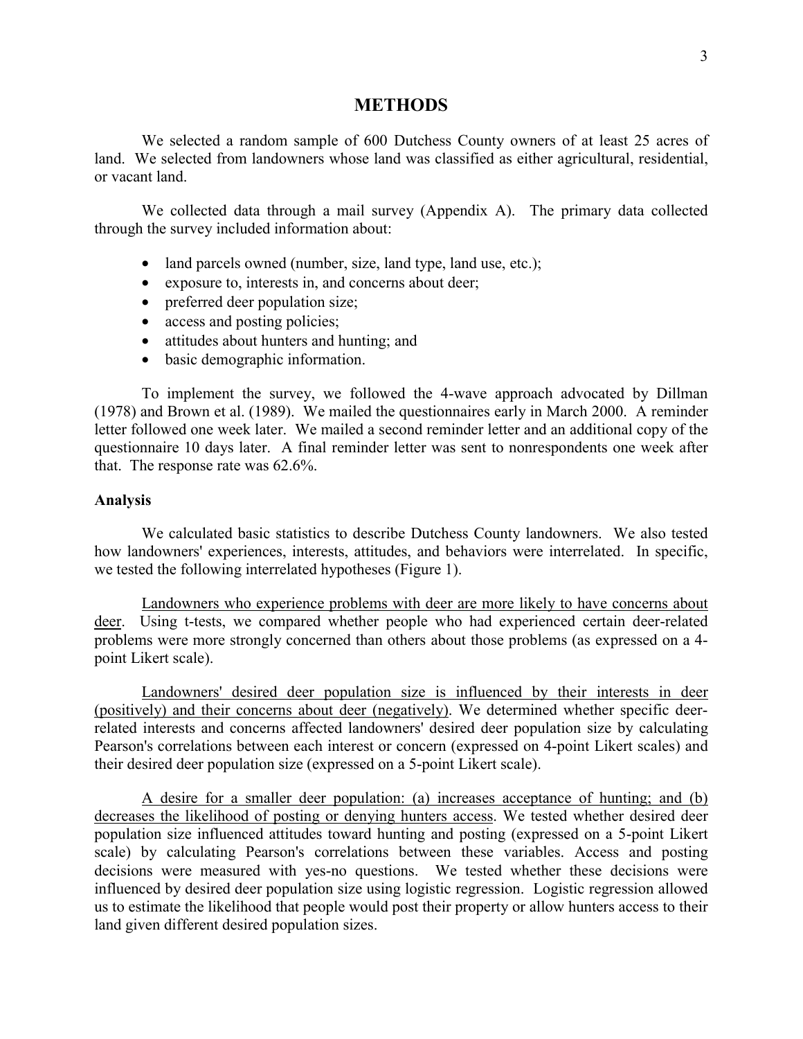## METHODS

We selected a random sample of 600 Dutchess County owners of at least 25 acres of land. We selected from landowners whose land was classified as either agricultural, residential, or vacant land.

We collected data through a mail survey (Appendix A). The primary data collected through the survey included information about:

- land parcels owned (number, size, land type, land use, etc.);
- exposure to, interests in, and concerns about deer;
- preferred deer population size;
- access and posting policies;
- attitudes about hunters and hunting; and
- basic demographic information.

To implement the survey, we followed the 4-wave approach advocated by Dillman (1978) and Brown et al. (1989). We mailed the questionnaires early in March 2000. A reminder letter followed one week later. We mailed a second reminder letter and an additional copy of the questionnaire 10 days later. A final reminder letter was sent to nonrespondents one week after that. The response rate was 62.6%.

### Analysis

We calculated basic statistics to describe Dutchess County landowners. We also tested how landowners' experiences, interests, attitudes, and behaviors were interrelated. In specific, we tested the following interrelated hypotheses (Figure 1).

Landowners who experience problems with deer are more likely to have concerns about deer. Using t-tests, we compared whether people who had experienced certain deer-related problems were more strongly concerned than others about those problems (as expressed on a 4-point Likert scale).

Landowners' desired deer population size is influenced by their interests in deer (positively) and their concerns about deer (negatively). We determined whether specific deer-related interests and concerns affected landowners' desired deer population size by calculating Pearson's correlations between each interest or concern (expressed on 4-point Likert scales) and their desired deer population size (expressed on a 5-point Likert scale).

A desire for a smaller deer population: (a) increases acceptance of hunting; and (b) decreases the likelihood of posting or denying hunters access. We tested whether desired deer population size influenced attitudes toward hunting and posting (expressed on a 5-point Likert scale) by calculating Pearson's correlations between these variables. Access and posting decisions were measured with yes-no questions. We tested whether these decisions were influenced by desired deer population size using logistic regression. Logistic regression allowed us to estimate the likelihood that people would post their property or allow hunters access to their land given different desired population sizes.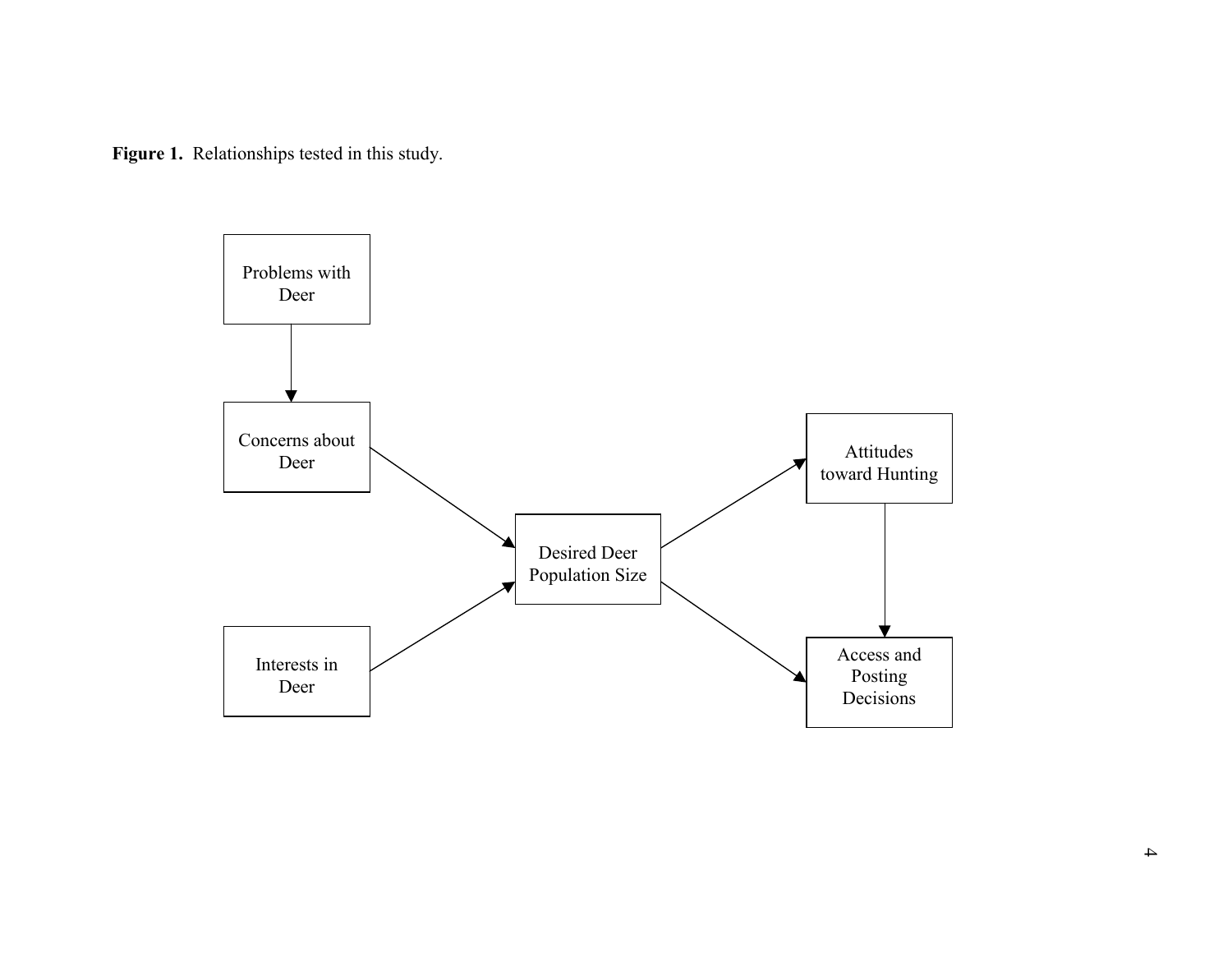**Figure 1.** Relationships tested in this study.

Problems with Deer

Concerns about Deer

Interests in Deer

Desired Deer Population Size

Attitudes toward Hunting

Access and Posting Decisions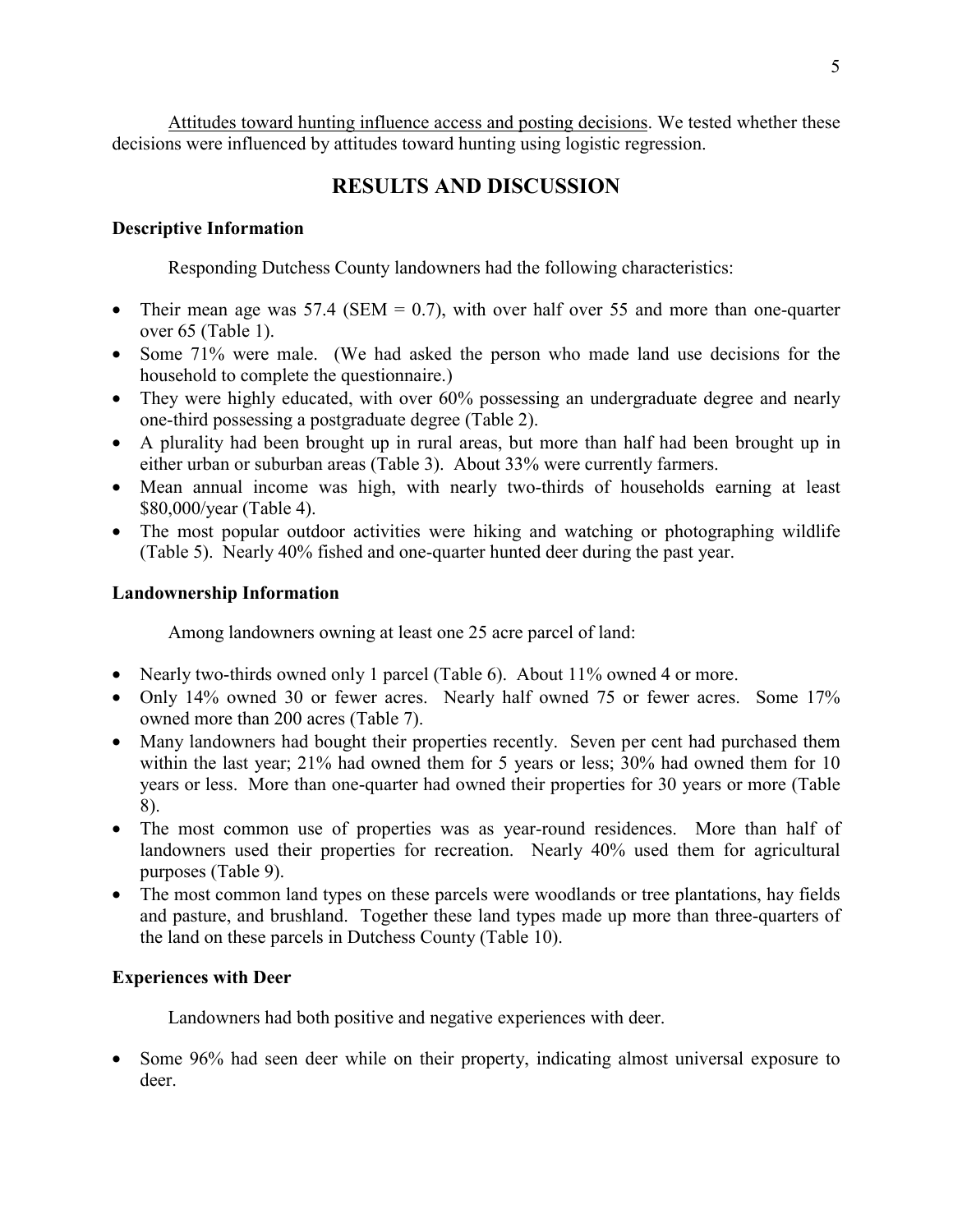Attitudes toward hunting influence access and posting decisions. We tested whether these decisions were influenced by attitudes toward hunting using logistic regression.

## RESULTS AND DISCUSSION

### Descriptive Information

Responding Dutchess County landowners had the following characteristics:

- Their mean age was 57.4 (SEM = 0.7), with over half over 55 and more than one-quarter over 65 (Table 1).
- Some 71% were male. (We had asked the person who made land use decisions for the household to complete the questionnaire.)
- They were highly educated, with over 60% possessing an undergraduate degree and nearly one-third possessing a postgraduate degree (Table 2).
- A plurality had been brought up in rural areas, but more than half had been brought up in either urban or suburban areas (Table 3). About 33% were currently farmers.
- Mean annual income was high, with nearly two-thirds of households earning at least $80,000/year (Table 4).
- The most popular outdoor activities were hiking and watching or photographing wildlife (Table 5). Nearly 40% fished and one-quarter hunted deer during the past year.

### Landownership Information

Among landowners owning at least one 25 acre parcel of land:

- Nearly two-thirds owned only 1 parcel (Table 6). About 11% owned 4 or more.
- Only 14% owned 30 or fewer acres. Nearly half owned 75 or fewer acres. Some 17% owned more than 200 acres (Table 7).
- Many landowners had bought their properties recently. Seven per cent had purchased them within the last year; 21% had owned them for 5 years or less; 30% had owned them for 10 years or less. More than one-quarter had owned their properties for 30 years or more (Table 8).
- The most common use of properties was as year-round residences. More than half of landowners used their properties for recreation. Nearly 40% used them for agricultural purposes (Table 9).
- The most common land types on these parcels were woodlands or tree plantations, hay fields and pasture, and brushland. Together these land types made up more than three-quarters of the land on these parcels in Dutchess County (Table 10).

### Experiences with Deer

Landowners had both positive and negative experiences with deer.

- Some 96% had seen deer while on their property, indicating almost universal exposure to deer.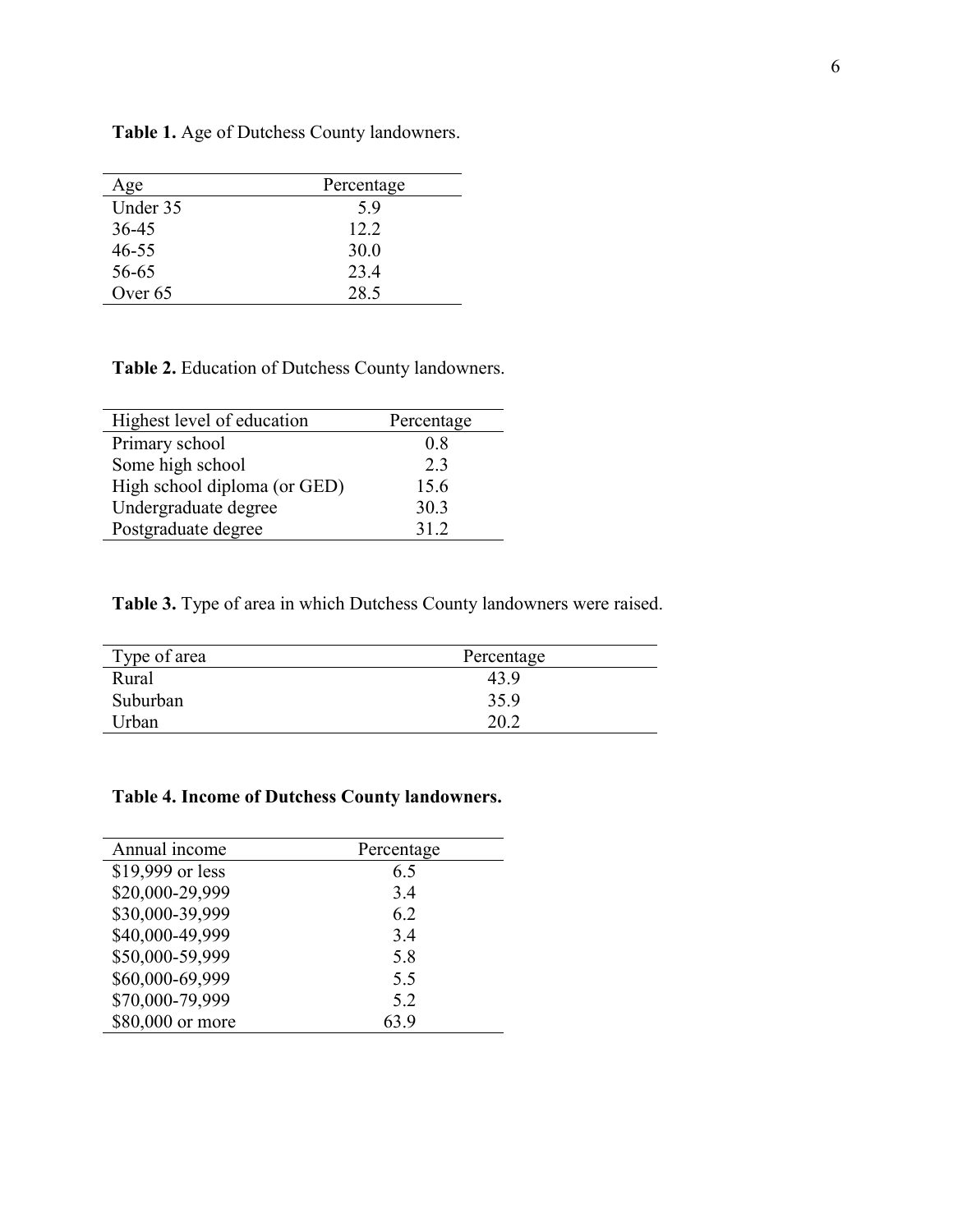**Table 1.** Age of Dutchess County landowners.

| Age | Percentage |
|---|---|
| Under 35 | 5.9 |
| 36-45 | 12.2 |
| 46-55 | 30.0 |
| 56-65 | 23.4 |
| Over 65 | 28.5 |

**Table 2.** Education of Dutchess County landowners.

| Highest level of education | Percentage |
|---|---|
| Primary school | 0.8 |
| Some high school | 2.3 |
| High school diploma (or GED) | 15.6 |
| Undergraduate degree | 30.3 |
| Postgraduate degree | 31.2 |

**Table 3.** Type of area in which Dutchess County landowners were raised.

| Type of area | Percentage |
|---|---|
| Rural | 43.9 |
| Suburban | 35.9 |
| Urban | 20.2 |

**Table 4. Income of Dutchess County landowners.**

| Annual income | Percentage |
|---|---|
| $19,999 or less | 6.5 |
| $20,000-29,999 | 3.4 |
| $30,000-39,999 | 6.2 |
| $40,000-49,999 | 3.4 |
| $50,000-59,999 | 5.8 |
| $60,000-69,999 | 5.5 |
| $70,000-79,999 | 5.2 |
| $80,000 or more | 63.9 |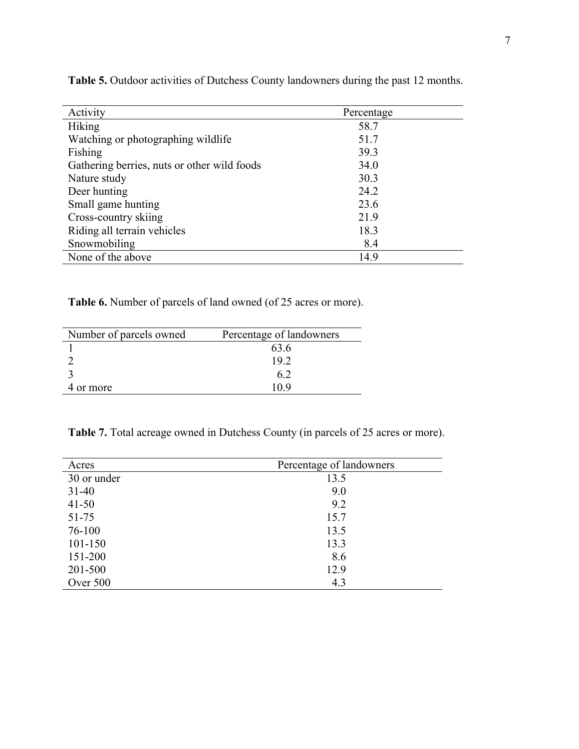**Table 5.** Outdoor activities of Dutchess County landowners during the past 12 months.

| Activity | Percentage |
| --- | --- |
| Hiking | 58.7 |
| Watching or photographing wildlife | 51.7 |
| Fishing | 39.3 |
| Gathering berries, nuts or other wild foods | 34.0 |
| Nature study | 30.3 |
| Deer hunting | 24.2 |
| Small game hunting | 23.6 |
| Cross-country skiing | 21.9 |
| Riding all terrain vehicles | 18.3 |
| Snowmobiling | 8.4 |
| None of the above | 14.9 |

**Table 6.** Number of parcels of land owned (of 25 acres or more).

| Number of parcels owned | Percentage of landowners |
| --- | --- |
| 1 | 63.6 |
| 2 | 19.2 |
| 3 | 6.2 |
| 4 or more | 10.9 |

**Table 7.** Total acreage owned in Dutchess County (in parcels of 25 acres or more).

| Acres | Percentage of landowners |
| --- | --- |
| 30 or under | 13.5 |
| 31-40 | 9.0 |
| 41-50 | 9.2 |
| 51-75 | 15.7 |
| 76-100 | 13.5 |
| 101-150 | 13.3 |
| 151-200 | 8.6 |
| 201-500 | 12.9 |
| Over 500 | 4.3 |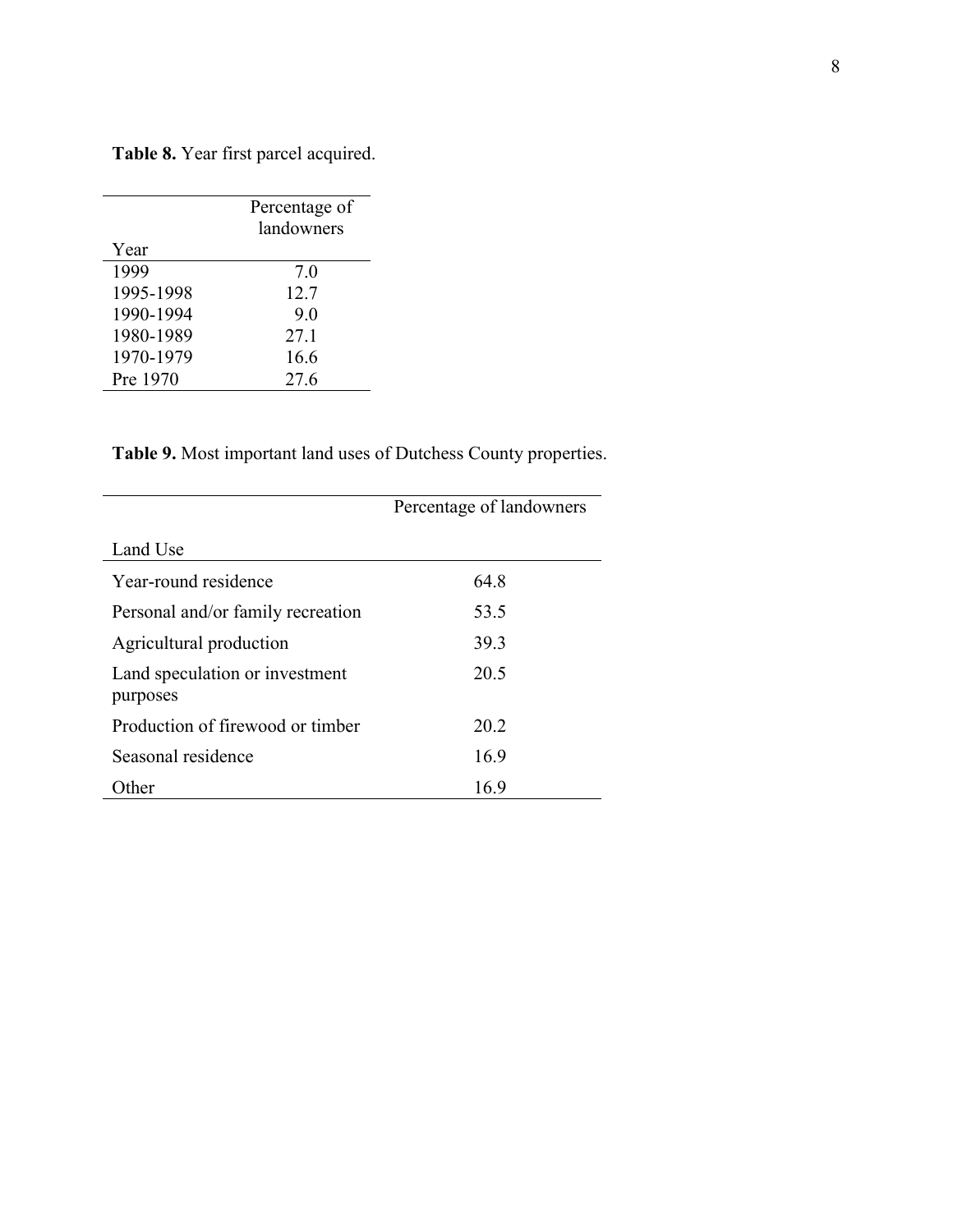**Table 8.** Year first parcel acquired.

| Year | Percentage of landowners |
|---|---|
| 1999 | 7.0 |
| 1995-1998 | 12.7 |
| 1990-1994 | 9.0 |
| 1980-1989 | 27.1 |
| 1970-1979 | 16.6 |
| Pre 1970 | 27.6 |

**Table 9.** Most important land uses of Dutchess County properties.

| Land Use | Percentage of landowners |
|---|---|
| Year-round residence | 64.8 |
| Personal and/or family recreation | 53.5 |
| Agricultural production | 39.3 |
| Land speculation or investment purposes | 20.5 |
| Production of firewood or timber | 20.2 |
| Seasonal residence | 16.9 |
| Other | 16.9 |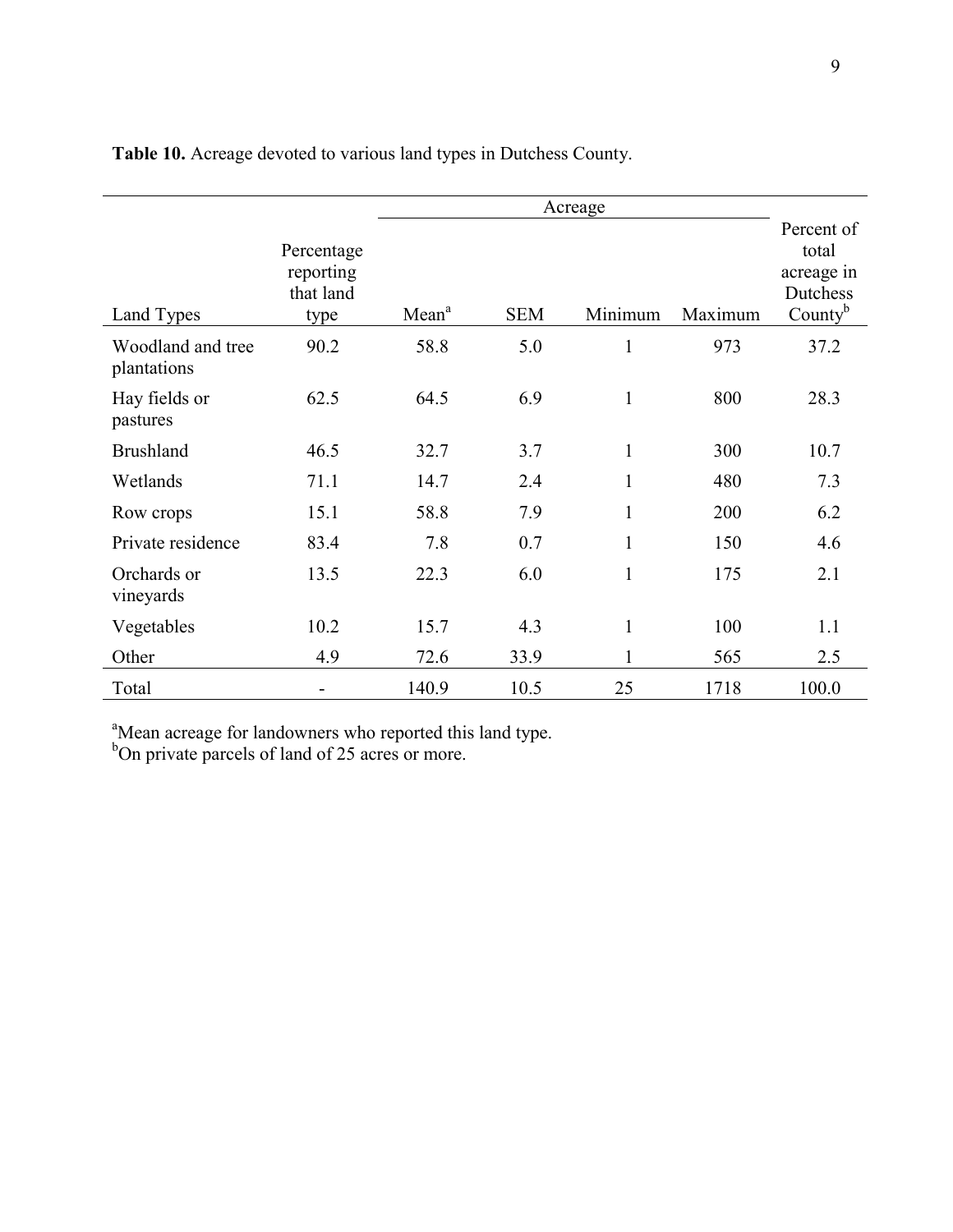**Table 10.** Acreage devoted to various land types in Dutchess County.

| Land Types | Percentage reporting that land type | Acreage | | | | Percent of total acreage in Dutchess County[b] |
|---|---|---|---|---|---|---|
| | | Mean[a] | SEM | Minimum | Maximum | |
| Woodland and tree plantations | 90.2 | 58.8 | 5.0 | 1 | 973 | 37.2 |
| Hay fields or pastures | 62.5 | 64.5 | 6.9 | 1 | 800 | 28.3 |
| Brushland | 46.5 | 32.7 | 3.7 | 1 | 300 | 10.7 |
| Wetlands | 71.1 | 14.7 | 2.4 | 1 | 480 | 7.3 |
| Row crops | 15.1 | 58.8 | 7.9 | 1 | 200 | 6.2 |
| Private residence | 83.4 | 7.8 | 0.7 | 1 | 150 | 4.6 |
| Orchards or vineyards | 13.5 | 22.3 | 6.0 | 1 | 175 | 2.1 |
| Vegetables | 10.2 | 15.7 | 4.3 | 1 | 100 | 1.1 |
| Other | 4.9 | 72.6 | 33.9 | 1 | 565 | 2.5 |
| Total | - | 140.9 | 10.5 | 25 | 1718 | 100.0 |

[a]Mean acreage for landowners who reported this land type.
[b]On private parcels of land of 25 acres or more.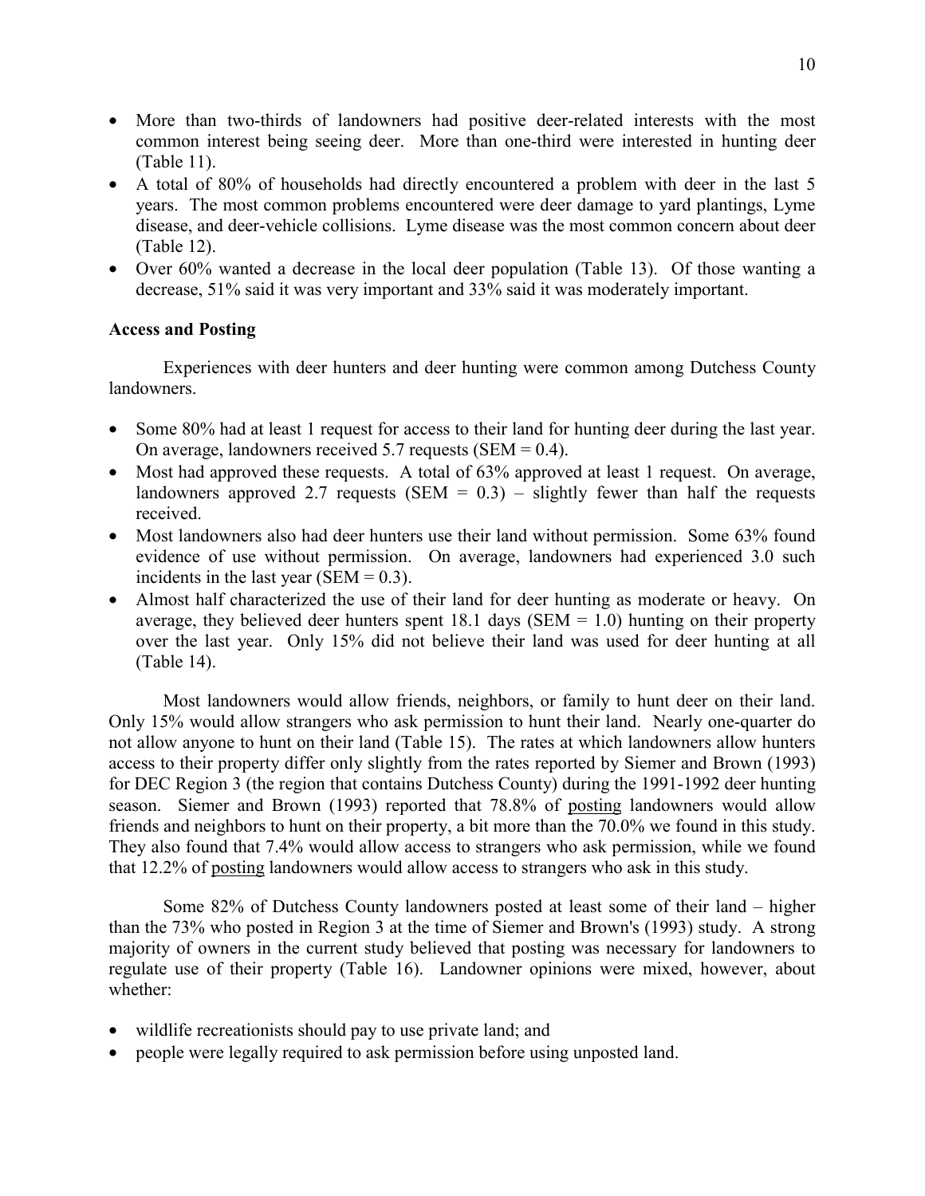- More than two-thirds of landowners had positive deer-related interests with the most common interest being seeing deer. More than one-third were interested in hunting deer (Table 11).
- A total of 80% of households had directly encountered a problem with deer in the last 5 years. The most common problems encountered were deer damage to yard plantings, Lyme disease, and deer-vehicle collisions. Lyme disease was the most common concern about deer (Table 12).
- Over 60% wanted a decrease in the local deer population (Table 13). Of those wanting a decrease, 51% said it was very important and 33% said it was moderately important.

**Access and Posting**

Experiences with deer hunters and deer hunting were common among Dutchess County landowners.

- Some 80% had at least 1 request for access to their land for hunting deer during the last year. On average, landowners received 5.7 requests (SEM = 0.4).
- Most had approved these requests. A total of 63% approved at least 1 request. On average, landowners approved 2.7 requests (SEM = 0.3) – slightly fewer than half the requests received.
- Most landowners also had deer hunters use their land without permission. Some 63% found evidence of use without permission. On average, landowners had experienced 3.0 such incidents in the last year (SEM = 0.3).
- Almost half characterized the use of their land for deer hunting as moderate or heavy. On average, they believed deer hunters spent 18.1 days (SEM = 1.0) hunting on their property over the last year. Only 15% did not believe their land was used for deer hunting at all (Table 14).

Most landowners would allow friends, neighbors, or family to hunt deer on their land. Only 15% would allow strangers who ask permission to hunt their land. Nearly one-quarter do not allow anyone to hunt on their land (Table 15). The rates at which landowners allow hunters access to their property differ only slightly from the rates reported by Siemer and Brown (1993) for DEC Region 3 (the region that contains Dutchess County) during the 1991-1992 deer hunting season. Siemer and Brown (1993) reported that 78.8% of <u>posting</u> landowners would allow friends and neighbors to hunt on their property, a bit more than the 70.0% we found in this study. They also found that 7.4% would allow access to strangers who ask permission, while we found that 12.2% of <u>posting</u> landowners would allow access to strangers who ask in this study.

Some 82% of Dutchess County landowners posted at least some of their land – higher than the 73% who posted in Region 3 at the time of Siemer and Brown's (1993) study. A strong majority of owners in the current study believed that posting was necessary for landowners to regulate use of their property (Table 16). Landowner opinions were mixed, however, about whether:

- wildlife recreationists should pay to use private land; and
- people were legally required to ask permission before using unposted land.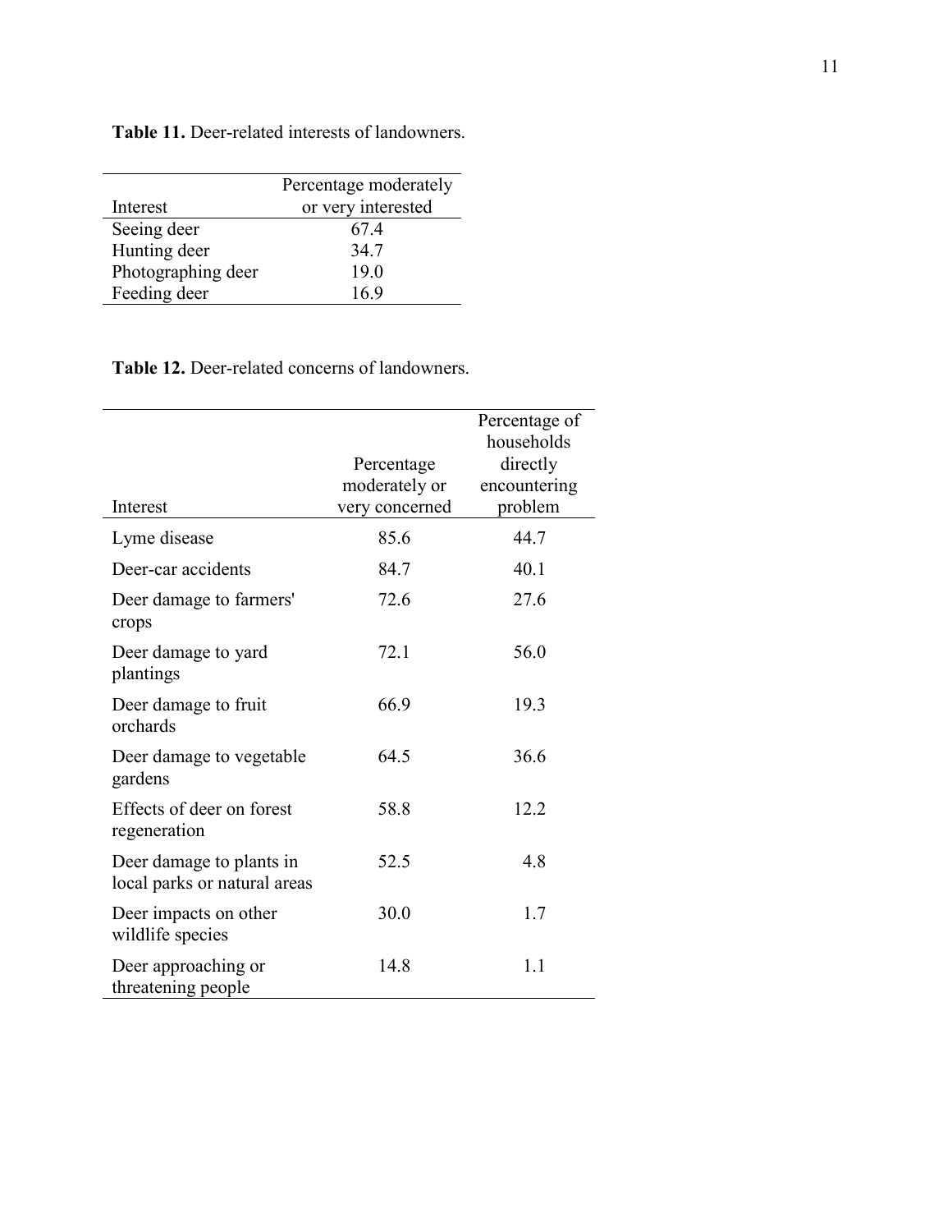**Table 11.** Deer-related interests of landowners.

| Interest | Percentage moderately or very interested |
|---|---|
| Seeing deer | 67.4 |
| Hunting deer | 34.7 |
| Photographing deer | 19.0 |
| Feeding deer | 16.9 |

**Table 12.** Deer-related concerns of landowners.

| Interest | Percentage moderately or very concerned | Percentage of households directly encountering problem |
|---|---|---|
| Lyme disease | 85.6 | 44.7 |
| Deer-car accidents | 84.7 | 40.1 |
| Deer damage to farmers' crops | 72.6 | 27.6 |
| Deer damage to yard plantings | 72.1 | 56.0 |
| Deer damage to fruit orchards | 66.9 | 19.3 |
| Deer damage to vegetable gardens | 64.5 | 36.6 |
| Effects of deer on forest regeneration | 58.8 | 12.2 |
| Deer damage to plants in local parks or natural areas | 52.5 | 4.8 |
| Deer impacts on other wildlife species | 30.0 | 1.7 |
| Deer approaching or threatening people | 14.8 | 1.1 |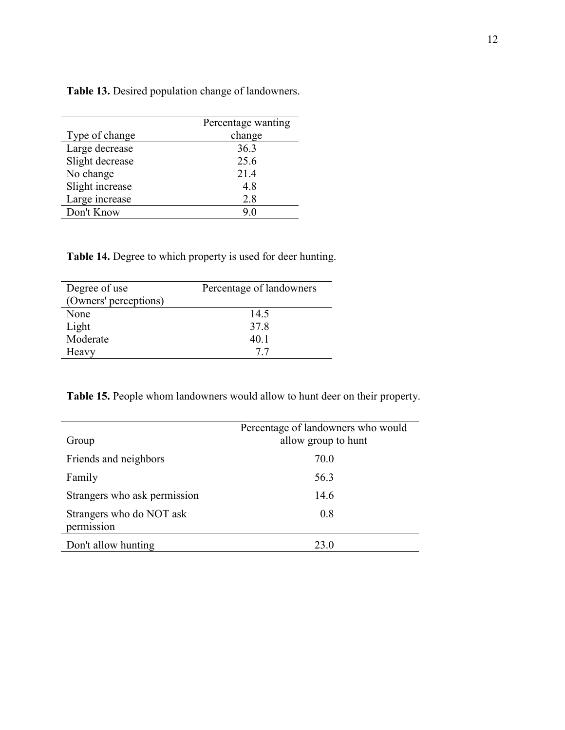**Table 13.** Desired population change of landowners.

| Type of change | Percentage wanting change |
|---|---|
| Large decrease | 36.3 |
| Slight decrease | 25.6 |
| No change | 21.4 |
| Slight increase | 4.8 |
| Large increase | 2.8 |
| Don't Know | 9.0 |

**Table 14.** Degree to which property is used for deer hunting.

| Degree of use (Owners' perceptions) | Percentage of landowners |
|---|---|
| None | 14.5 |
| Light | 37.8 |
| Moderate | 40.1 |
| Heavy | 7.7 |

**Table 15.** People whom landowners would allow to hunt deer on their property.

| Group | Percentage of landowners who would allow group to hunt |
|---|---|
| Friends and neighbors | 70.0 |
| Family | 56.3 |
| Strangers who ask permission | 14.6 |
| Strangers who do NOT ask permission | 0.8 |
| Don't allow hunting | 23.0 |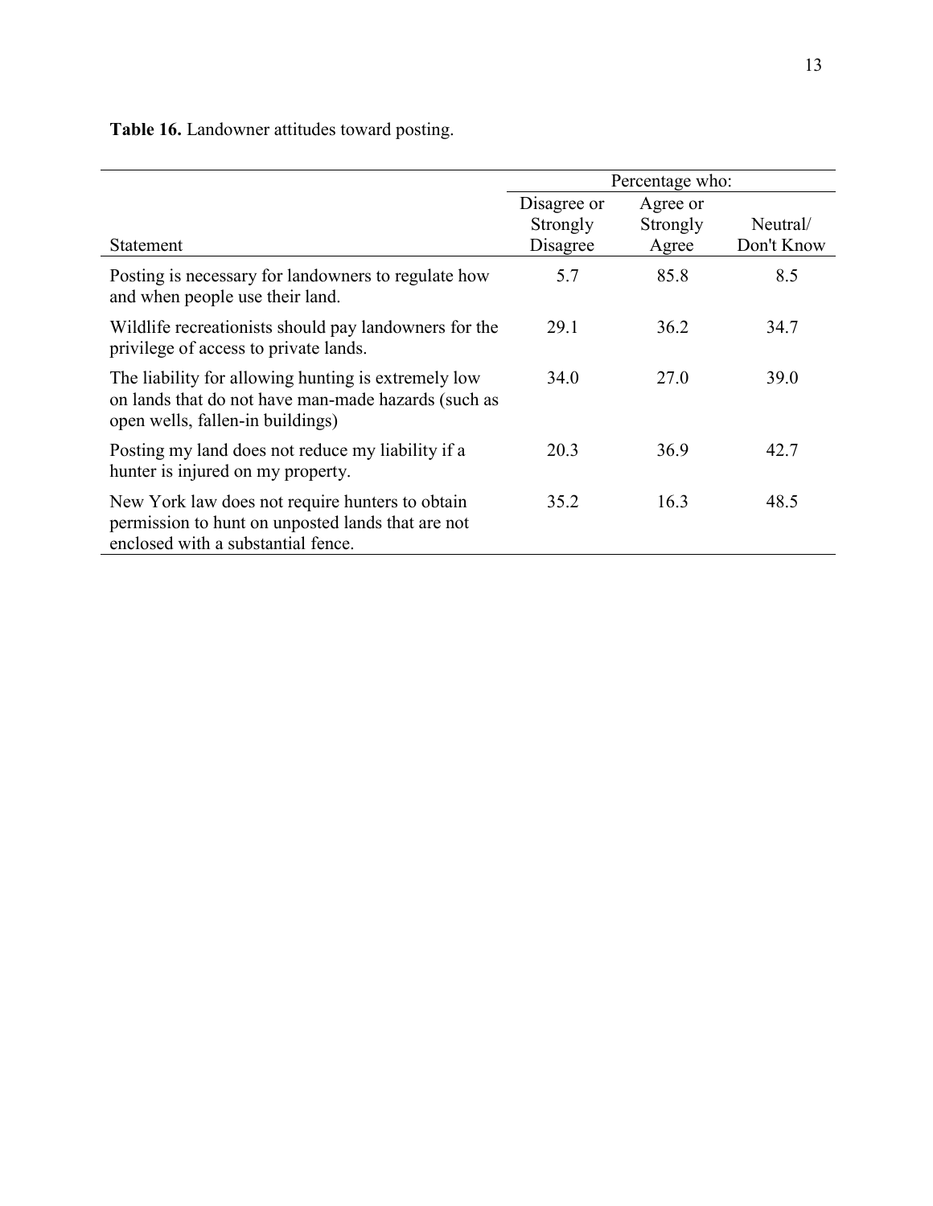**Table 16.** Landowner attitudes toward posting.

| | Percentage who: | | |
|---|---|---|---|
| Statement | Disagree or Strongly Disagree | Agree or Strongly Agree | Neutral/ Don't Know |
| Posting is necessary for landowners to regulate how and when people use their land. | 5.7 | 85.8 | 8.5 |
| Wildlife recreationists should pay landowners for the privilege of access to private lands. | 29.1 | 36.2 | 34.7 |
| The liability for allowing hunting is extremely low on lands that do not have man-made hazards (such as open wells, fallen-in buildings) | 34.0 | 27.0 | 39.0 |
| Posting my land does not reduce my liability if a hunter is injured on my property. | 20.3 | 36.9 | 42.7 |
| New York law does not require hunters to obtain permission to hunt on unposted lands that are not enclosed with a substantial fence. | 35.2 | 16.3 | 48.5 |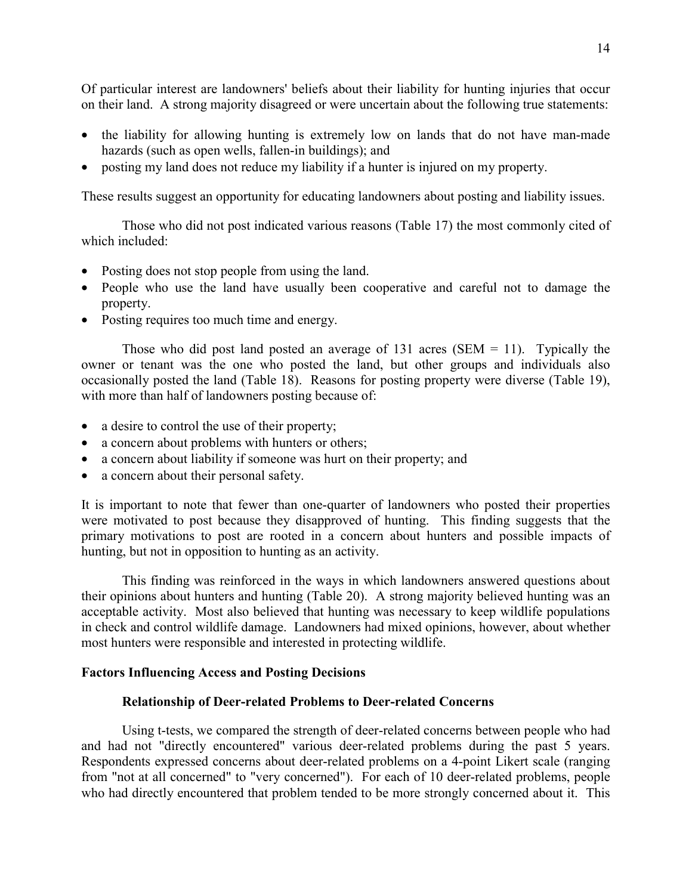Of particular interest are landowners' beliefs about their liability for hunting injuries that occur on their land. A strong majority disagreed or were uncertain about the following true statements:

- the liability for allowing hunting is extremely low on lands that do not have man-made hazards (such as open wells, fallen-in buildings); and
- posting my land does not reduce my liability if a hunter is injured on my property.

These results suggest an opportunity for educating landowners about posting and liability issues.

Those who did not post indicated various reasons (Table 17) the most commonly cited of which included:

- Posting does not stop people from using the land.
- People who use the land have usually been cooperative and careful not to damage the property.
- Posting requires too much time and energy.

Those who did post land posted an average of 131 acres (SEM = 11). Typically the owner or tenant was the one who posted the land, but other groups and individuals also occasionally posted the land (Table 18). Reasons for posting property were diverse (Table 19), with more than half of landowners posting because of:

- a desire to control the use of their property;
- a concern about problems with hunters or others;
- a concern about liability if someone was hurt on their property; and
- a concern about their personal safety.

It is important to note that fewer than one-quarter of landowners who posted their properties were motivated to post because they disapproved of hunting. This finding suggests that the primary motivations to post are rooted in a concern about hunters and possible impacts of hunting, but not in opposition to hunting as an activity.

This finding was reinforced in the ways in which landowners answered questions about their opinions about hunters and hunting (Table 20). A strong majority believed hunting was an acceptable activity. Most also believed that hunting was necessary to keep wildlife populations in check and control wildlife damage. Landowners had mixed opinions, however, about whether most hunters were responsible and interested in protecting wildlife.

## Factors Influencing Access and Posting Decisions

### Relationship of Deer-related Problems to Deer-related Concerns

Using t-tests, we compared the strength of deer-related concerns between people who had and had not "directly encountered" various deer-related problems during the past 5 years. Respondents expressed concerns about deer-related problems on a 4-point Likert scale (ranging from "not at all concerned" to "very concerned"). For each of 10 deer-related problems, people who had directly encountered that problem tended to be more strongly concerned about it. This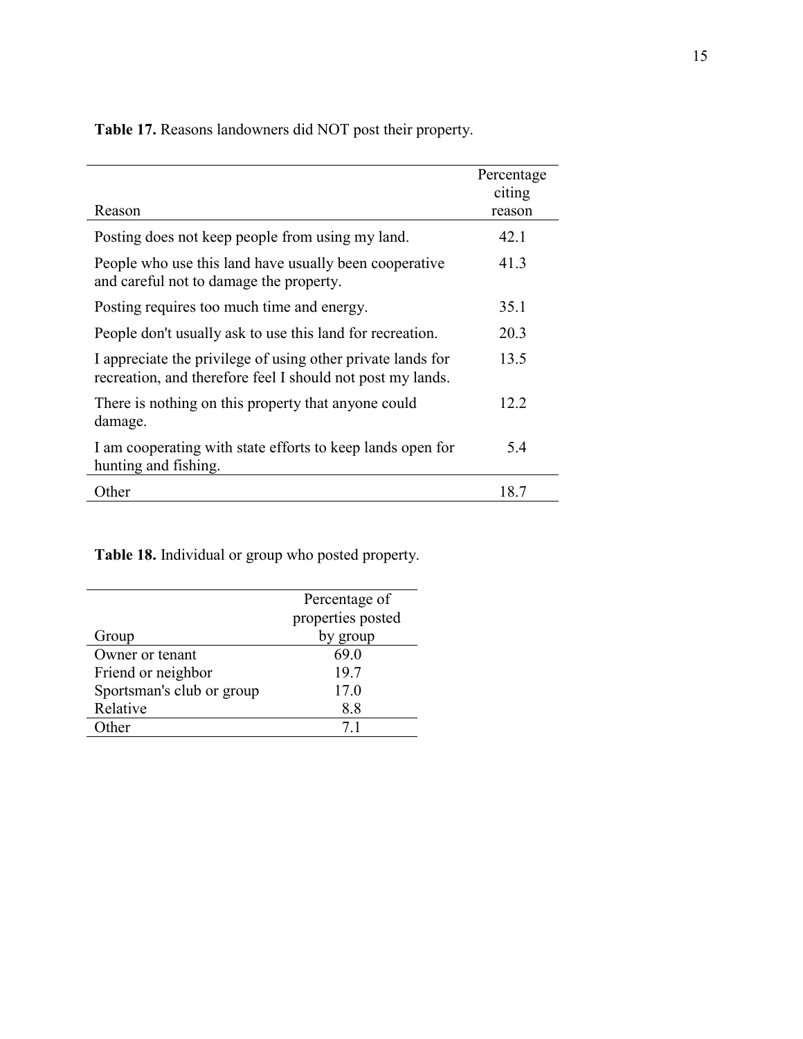**Table 17.** Reasons landowners did NOT post their property.

| Reason | Percentage citing reason |
|---|---|
| Posting does not keep people from using my land. | 42.1 |
| People who use this land have usually been cooperative and careful not to damage the property. | 41.3 |
| Posting requires too much time and energy. | 35.1 |
| People don't usually ask to use this land for recreation. | 20.3 |
| I appreciate the privilege of using other private lands for recreation, and therefore feel I should not post my lands. | 13.5 |
| There is nothing on this property that anyone could damage. | 12.2 |
| I am cooperating with state efforts to keep lands open for hunting and fishing. | 5.4 |
| Other | 18.7 |

**Table 18.** Individual or group who posted property.

| Group | Percentage of properties posted by group |
|---|---|
| Owner or tenant | 69.0 |
| Friend or neighbor | 19.7 |
| Sportsman's club or group | 17.0 |
| Relative | 8.8 |
| Other | 7.1 |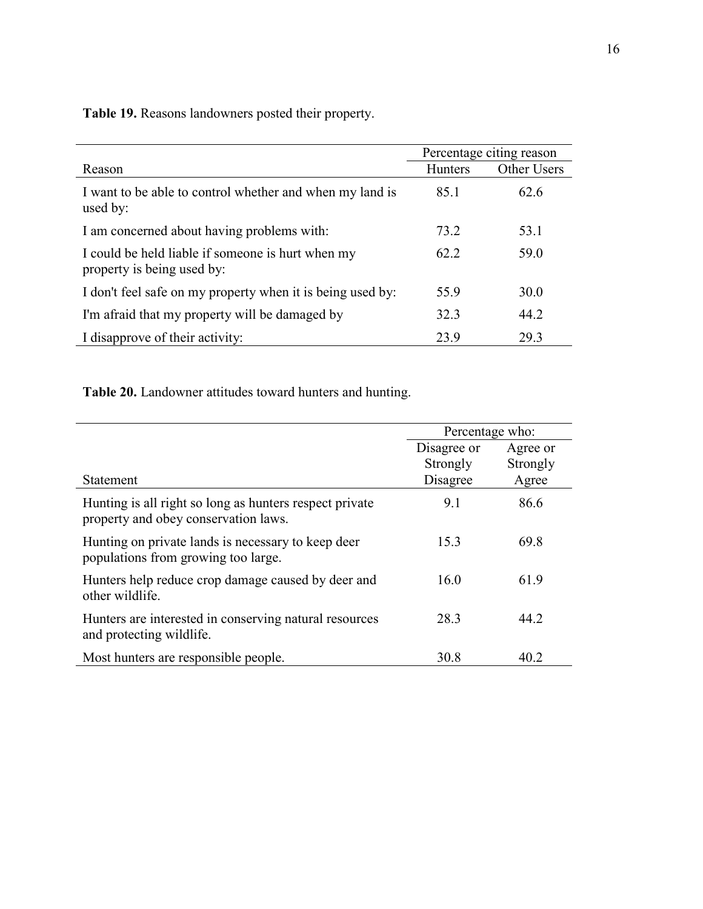**Table 19.** Reasons landowners posted their property.

| Reason | Percentage citing reason | |
|---|---|---|
| | Hunters | Other Users |
| I want to be able to control whether and when my land is used by: | 85.1 | 62.6 |
| I am concerned about having problems with: | 73.2 | 53.1 |
| I could be held liable if someone is hurt when my property is being used by: | 62.2 | 59.0 |
| I don't feel safe on my property when it is being used by: | 55.9 | 30.0 |
| I'm afraid that my property will be damaged by | 32.3 | 44.2 |
| I disapprove of their activity: | 23.9 | 29.3 |

**Table 20.** Landowner attitudes toward hunters and hunting.

| Statement | Percentage who: | |
|---|---|---|
| | Disagree or Strongly Disagree | Agree or Strongly Agree |
| Hunting is all right so long as hunters respect private property and obey conservation laws. | 9.1 | 86.6 |
| Hunting on private lands is necessary to keep deer populations from growing too large. | 15.3 | 69.8 |
| Hunters help reduce crop damage caused by deer and other wildlife. | 16.0 | 61.9 |
| Hunters are interested in conserving natural resources and protecting wildlife. | 28.3 | 44.2 |
| Most hunters are responsible people. | 30.8 | 40.2 |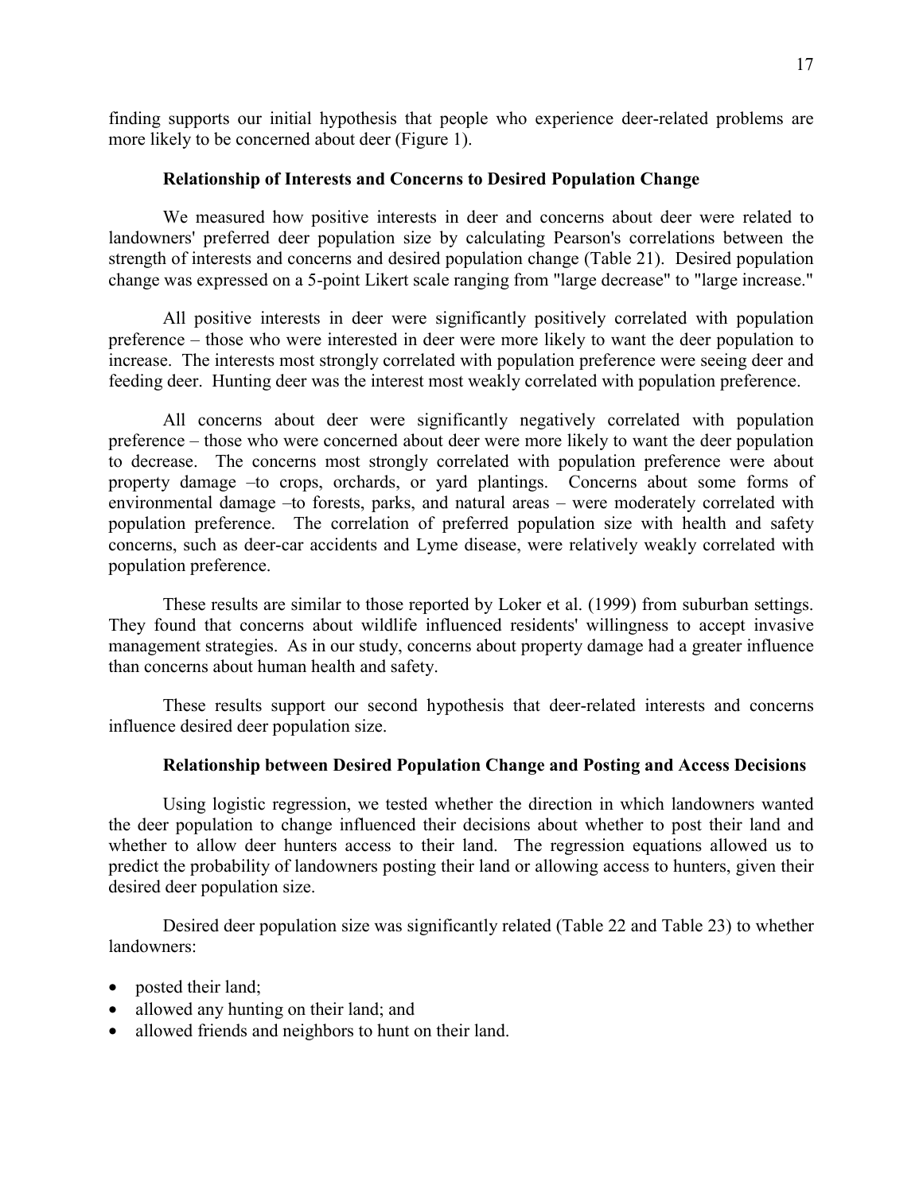finding supports our initial hypothesis that people who experience deer-related problems are more likely to be concerned about deer (Figure 1).

### Relationship of Interests and Concerns to Desired Population Change

We measured how positive interests in deer and concerns about deer were related to landowners' preferred deer population size by calculating Pearson's correlations between the strength of interests and concerns and desired population change (Table 21). Desired population change was expressed on a 5-point Likert scale ranging from "large decrease" to "large increase."

All positive interests in deer were significantly positively correlated with population preference – those who were interested in deer were more likely to want the deer population to increase. The interests most strongly correlated with population preference were seeing deer and feeding deer. Hunting deer was the interest most weakly correlated with population preference.

All concerns about deer were significantly negatively correlated with population preference – those who were concerned about deer were more likely to want the deer population to decrease. The concerns most strongly correlated with population preference were about property damage –to crops, orchards, or yard plantings. Concerns about some forms of environmental damage –to forests, parks, and natural areas – were moderately correlated with population preference. The correlation of preferred population size with health and safety concerns, such as deer-car accidents and Lyme disease, were relatively weakly correlated with population preference.

These results are similar to those reported by Loker et al. (1999) from suburban settings. They found that concerns about wildlife influenced residents' willingness to accept invasive management strategies. As in our study, concerns about property damage had a greater influence than concerns about human health and safety.

These results support our second hypothesis that deer-related interests and concerns influence desired deer population size.

### Relationship between Desired Population Change and Posting and Access Decisions

Using logistic regression, we tested whether the direction in which landowners wanted the deer population to change influenced their decisions about whether to post their land and whether to allow deer hunters access to their land. The regression equations allowed us to predict the probability of landowners posting their land or allowing access to hunters, given their desired deer population size.

Desired deer population size was significantly related (Table 22 and Table 23) to whether landowners:

- posted their land;
- allowed any hunting on their land; and
- allowed friends and neighbors to hunt on their land.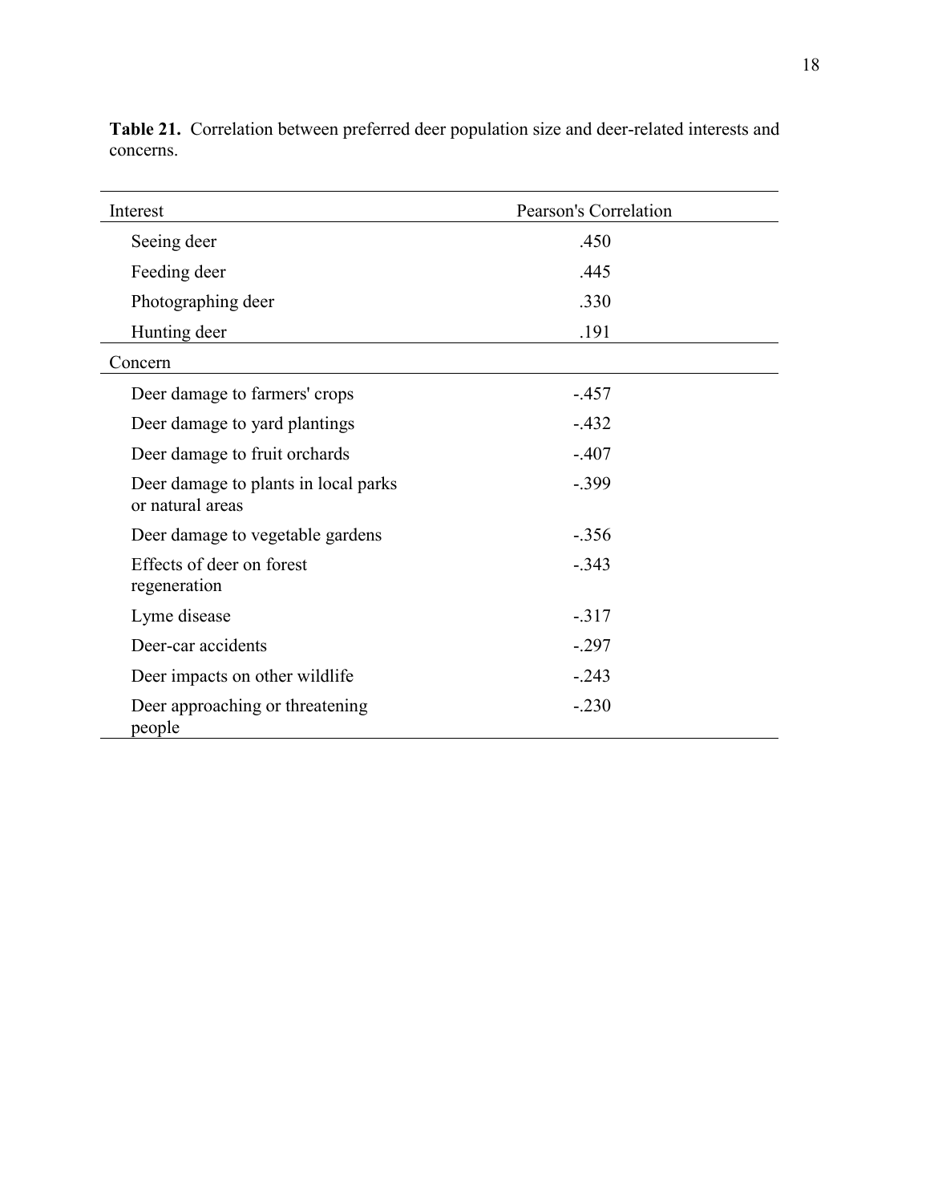**Table 21.** Correlation between preferred deer population size and deer-related interests and concerns.

| Interest | Pearson's Correlation |
|---|---|
| Seeing deer | .450 |
| Feeding deer | .445 |
| Photographing deer | .330 |
| Hunting deer | .191 |
| **Concern** | |
| Deer damage to farmers' crops | -.457 |
| Deer damage to yard plantings | -.432 |
| Deer damage to fruit orchards | -.407 |
| Deer damage to plants in local parks or natural areas | -.399 |
| Deer damage to vegetable gardens | -.356 |
| Effects of deer on forest regeneration | -.343 |
| Lyme disease | -.317 |
| Deer-car accidents | -.297 |
| Deer impacts on other wildlife | -.243 |
| Deer approaching or threatening people | -.230 |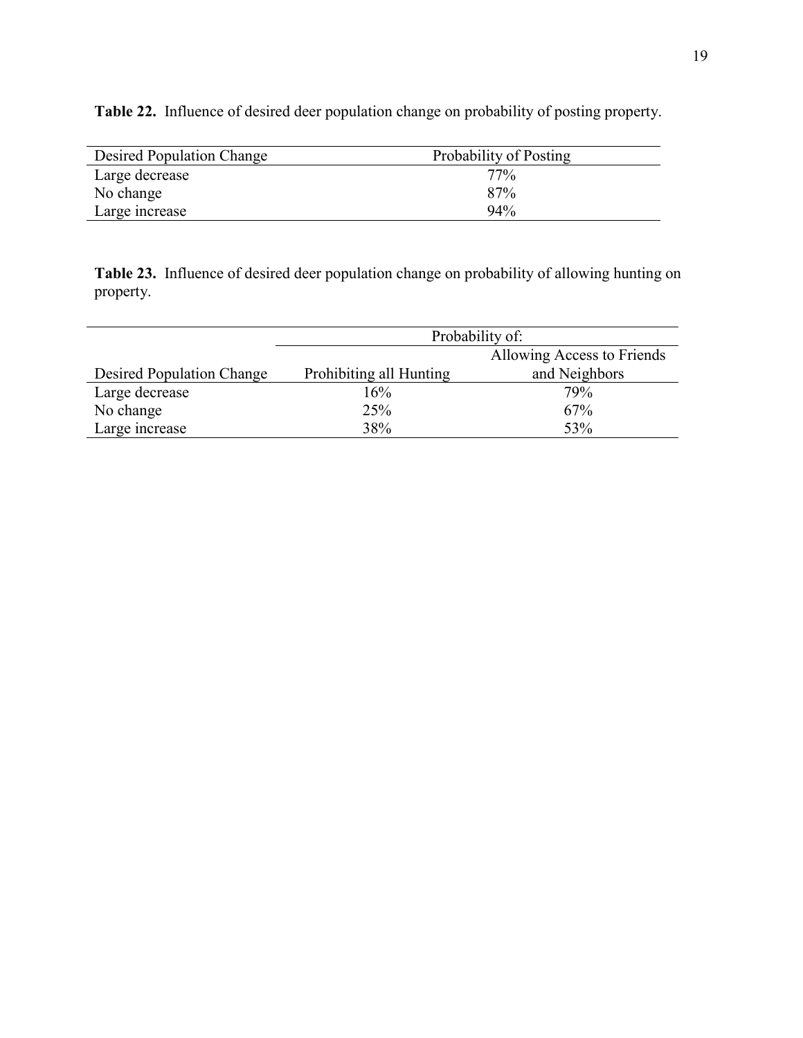**Table 22.** Influence of desired deer population change on probability of posting property.

| Desired Population Change | Probability of Posting |
| --- | --- |
| Large decrease | 77% |
| No change | 87% |
| Large increase | 94% |

**Table 23.** Influence of desired deer population change on probability of allowing hunting on property.

| | Probability of: | |
| --- | --- | --- |
| Desired Population Change | Prohibiting all Hunting | Allowing Access to Friends and Neighbors |
| Large decrease | 16% | 79% |
| No change | 25% | 67% |
| Large increase | 38% | 53% |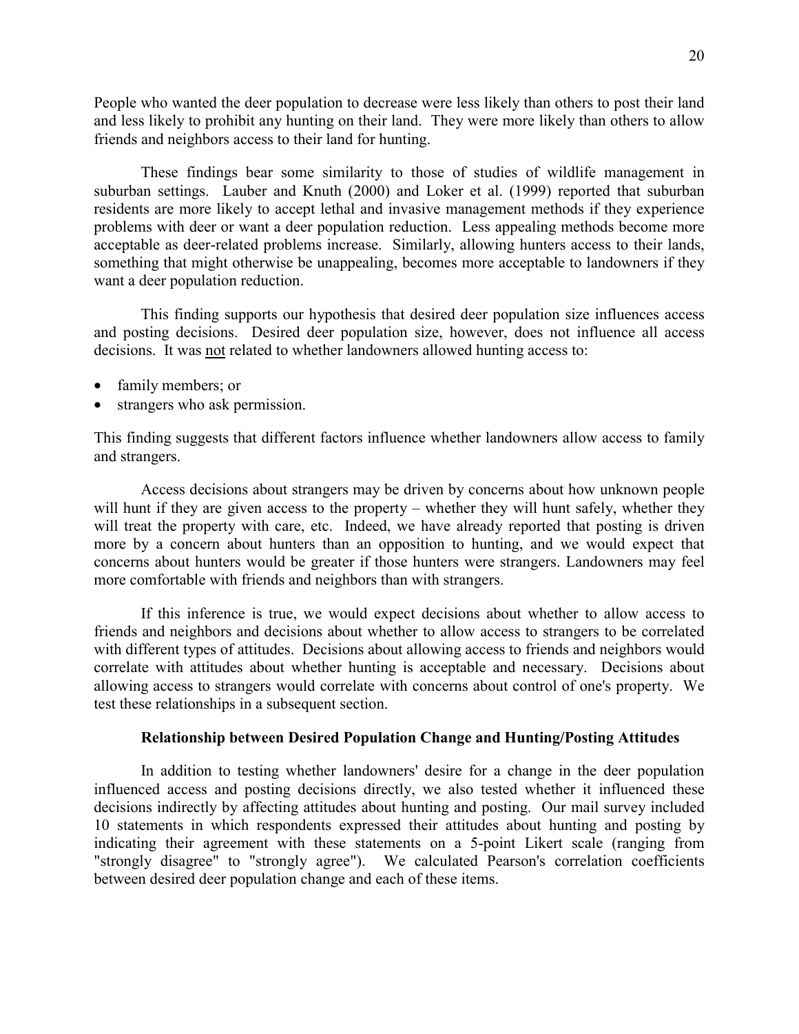People who wanted the deer population to decrease were less likely than others to post their land and less likely to prohibit any hunting on their land. They were more likely than others to allow friends and neighbors access to their land for hunting.

These findings bear some similarity to those of studies of wildlife management in suburban settings. Lauber and Knuth (2000) and Loker et al. (1999) reported that suburban residents are more likely to accept lethal and invasive management methods if they experience problems with deer or want a deer population reduction. Less appealing methods become more acceptable as deer-related problems increase. Similarly, allowing hunters access to their lands, something that might otherwise be unappealing, becomes more acceptable to landowners if they want a deer population reduction.

This finding supports our hypothesis that desired deer population size influences access and posting decisions. Desired deer population size, however, does not influence all access decisions. It was <u>not</u> related to whether landowners allowed hunting access to:

- family members; or
- strangers who ask permission.

This finding suggests that different factors influence whether landowners allow access to family and strangers.

Access decisions about strangers may be driven by concerns about how unknown people will hunt if they are given access to the property – whether they will hunt safely, whether they will treat the property with care, etc. Indeed, we have already reported that posting is driven more by a concern about hunters than an opposition to hunting, and we would expect that concerns about hunters would be greater if those hunters were strangers. Landowners may feel more comfortable with friends and neighbors than with strangers.

If this inference is true, we would expect decisions about whether to allow access to friends and neighbors and decisions about whether to allow access to strangers to be correlated with different types of attitudes. Decisions about allowing access to friends and neighbors would correlate with attitudes about whether hunting is acceptable and necessary. Decisions about allowing access to strangers would correlate with concerns about control of one's property. We test these relationships in a subsequent section.

### Relationship between Desired Population Change and Hunting/Posting Attitudes

In addition to testing whether landowners' desire for a change in the deer population influenced access and posting decisions directly, we also tested whether it influenced these decisions indirectly by affecting attitudes about hunting and posting. Our mail survey included 10 statements in which respondents expressed their attitudes about hunting and posting by indicating their agreement with these statements on a 5-point Likert scale (ranging from "strongly disagree" to "strongly agree"). We calculated Pearson's correlation coefficients between desired deer population change and each of these items.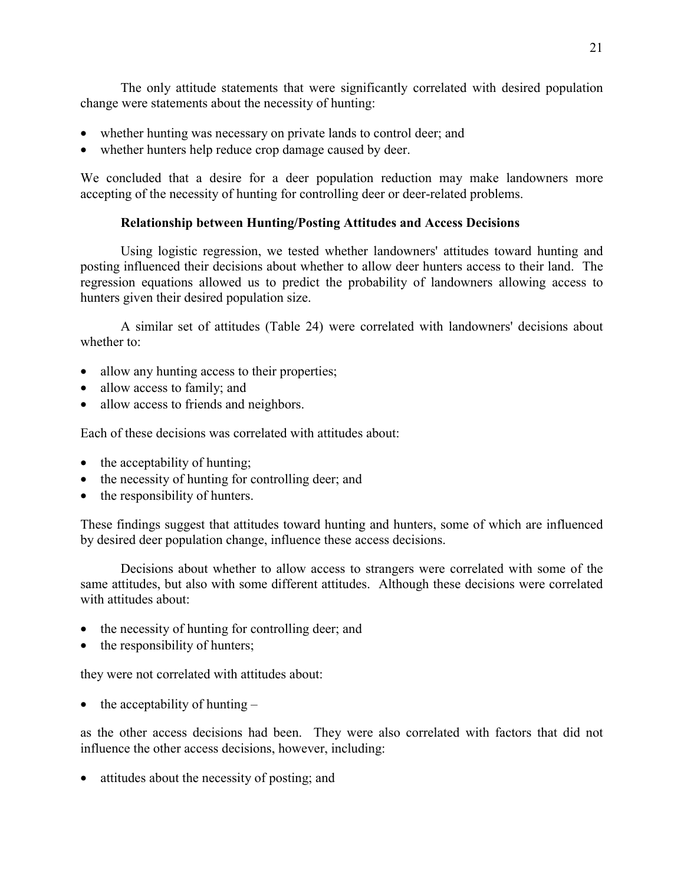The only attitude statements that were significantly correlated with desired population change were statements about the necessity of hunting:

- whether hunting was necessary on private lands to control deer; and
- whether hunters help reduce crop damage caused by deer.

We concluded that a desire for a deer population reduction may make landowners more accepting of the necessity of hunting for controlling deer or deer-related problems.

### Relationship between Hunting/Posting Attitudes and Access Decisions

Using logistic regression, we tested whether landowners' attitudes toward hunting and posting influenced their decisions about whether to allow deer hunters access to their land. The regression equations allowed us to predict the probability of landowners allowing access to hunters given their desired population size.

A similar set of attitudes (Table 24) were correlated with landowners' decisions about whether to:

- allow any hunting access to their properties;
- allow access to family; and
- allow access to friends and neighbors.

Each of these decisions was correlated with attitudes about:

- the acceptability of hunting;
- the necessity of hunting for controlling deer; and
- the responsibility of hunters.

These findings suggest that attitudes toward hunting and hunters, some of which are influenced by desired deer population change, influence these access decisions.

Decisions about whether to allow access to strangers were correlated with some of the same attitudes, but also with some different attitudes. Although these decisions were correlated with attitudes about:

- the necessity of hunting for controlling deer; and
- the responsibility of hunters;

they were not correlated with attitudes about:

- the acceptability of hunting –

as the other access decisions had been. They were also correlated with factors that did not influence the other access decisions, however, including:

- attitudes about the necessity of posting; and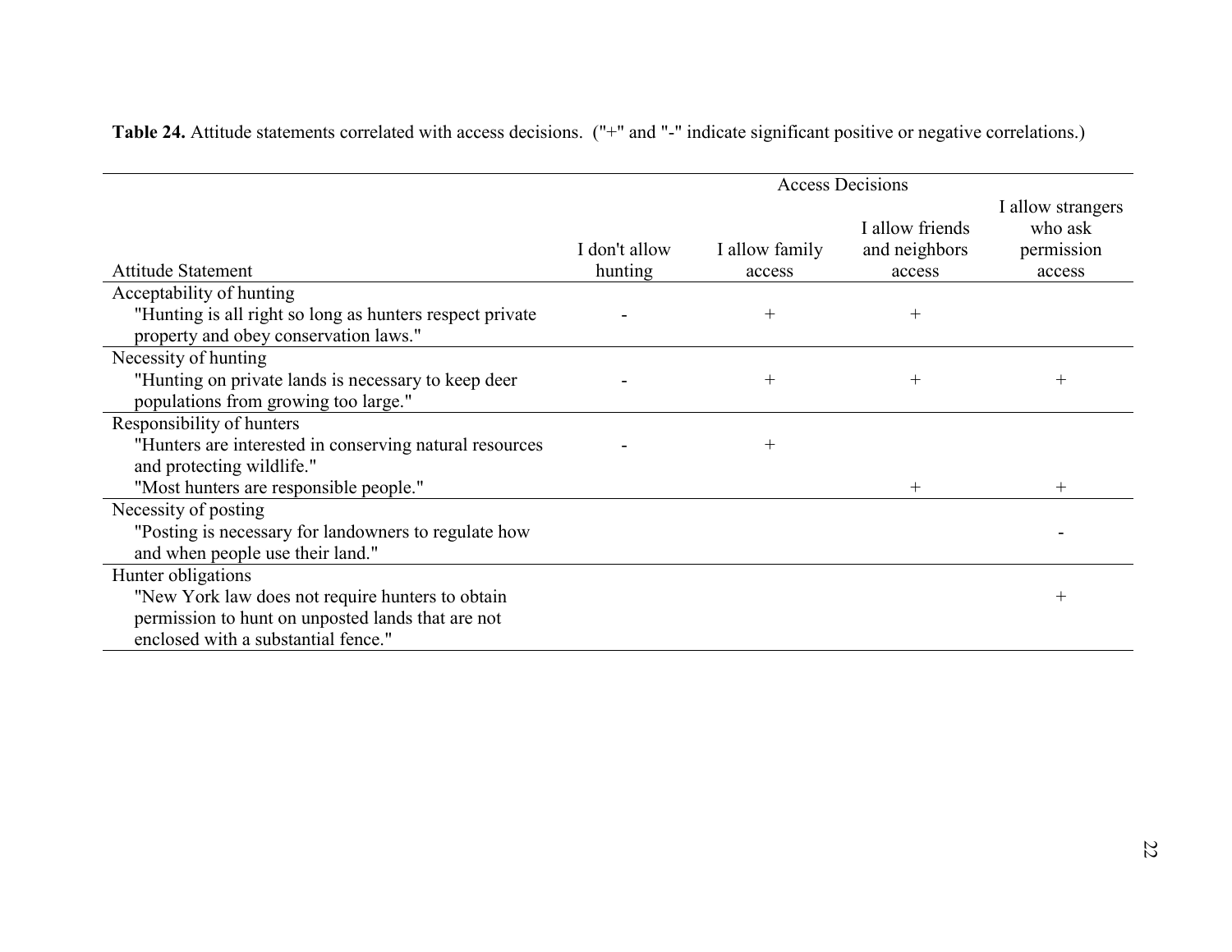**Table 24.** Attitude statements correlated with access decisions. ("+" and "-" indicate significant positive or negative correlations.)

| Attitude Statement | Access Decisions | | | |
|---|---|---|---|---|
| | I don't allow hunting | I allow family access | I allow friends and neighbors access | I allow strangers who ask permission access |
| **Acceptability of hunting** | | | | |
| "Hunting is all right so long as hunters respect private property and obey conservation laws." | - | + | + | |
| **Necessity of hunting** | | | | |
| "Hunting on private lands is necessary to keep deer populations from growing too large." | - | + | + | + |
| **Responsibility of hunters** | | | | |
| "Hunters are interested in conserving natural resources and protecting wildlife." | - | + | | |
| "Most hunters are responsible people." | | | + | + |
| **Necessity of posting** | | | | |
| "Posting is necessary for landowners to regulate how and when people use their land." | | | | - |
| **Hunter obligations** | | | | |
| "New York law does not require hunters to obtain permission to hunt on unposted lands that are not enclosed with a substantial fence." | | | | + |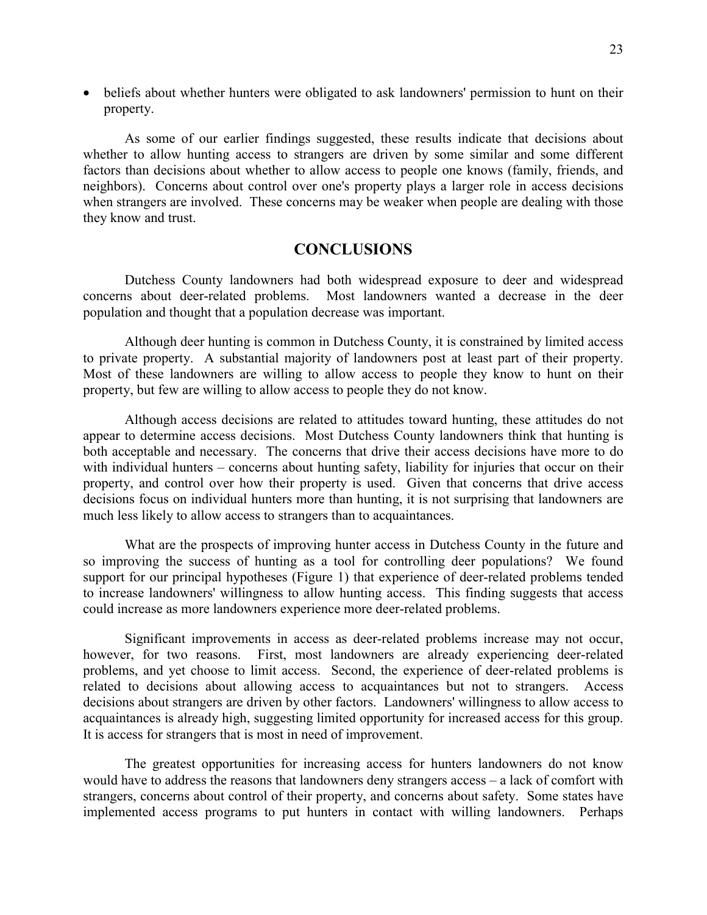- beliefs about whether hunters were obligated to ask landowners' permission to hunt on their property.

As some of our earlier findings suggested, these results indicate that decisions about whether to allow hunting access to strangers are driven by some similar and some different factors than decisions about whether to allow access to people one knows (family, friends, and neighbors). Concerns about control over one's property plays a larger role in access decisions when strangers are involved. These concerns may be weaker when people are dealing with those they know and trust.

## CONCLUSIONS

Dutchess County landowners had both widespread exposure to deer and widespread concerns about deer-related problems. Most landowners wanted a decrease in the deer population and thought that a population decrease was important.

Although deer hunting is common in Dutchess County, it is constrained by limited access to private property. A substantial majority of landowners post at least part of their property. Most of these landowners are willing to allow access to people they know to hunt on their property, but few are willing to allow access to people they do not know.

Although access decisions are related to attitudes toward hunting, these attitudes do not appear to determine access decisions. Most Dutchess County landowners think that hunting is both acceptable and necessary. The concerns that drive their access decisions have more to do with individual hunters – concerns about hunting safety, liability for injuries that occur on their property, and control over how their property is used. Given that concerns that drive access decisions focus on individual hunters more than hunting, it is not surprising that landowners are much less likely to allow access to strangers than to acquaintances.

What are the prospects of improving hunter access in Dutchess County in the future and so improving the success of hunting as a tool for controlling deer populations? We found support for our principal hypotheses (Figure 1) that experience of deer-related problems tended to increase landowners' willingness to allow hunting access. This finding suggests that access could increase as more landowners experience more deer-related problems.

Significant improvements in access as deer-related problems increase may not occur, however, for two reasons. First, most landowners are already experiencing deer-related problems, and yet choose to limit access. Second, the experience of deer-related problems is related to decisions about allowing access to acquaintances but not to strangers. Access decisions about strangers are driven by other factors. Landowners' willingness to allow access to acquaintances is already high, suggesting limited opportunity for increased access for this group. It is access for strangers that is most in need of improvement.

The greatest opportunities for increasing access for hunters landowners do not know would have to address the reasons that landowners deny strangers access – a lack of comfort with strangers, concerns about control of their property, and concerns about safety. Some states have implemented access programs to put hunters in contact with willing landowners. Perhaps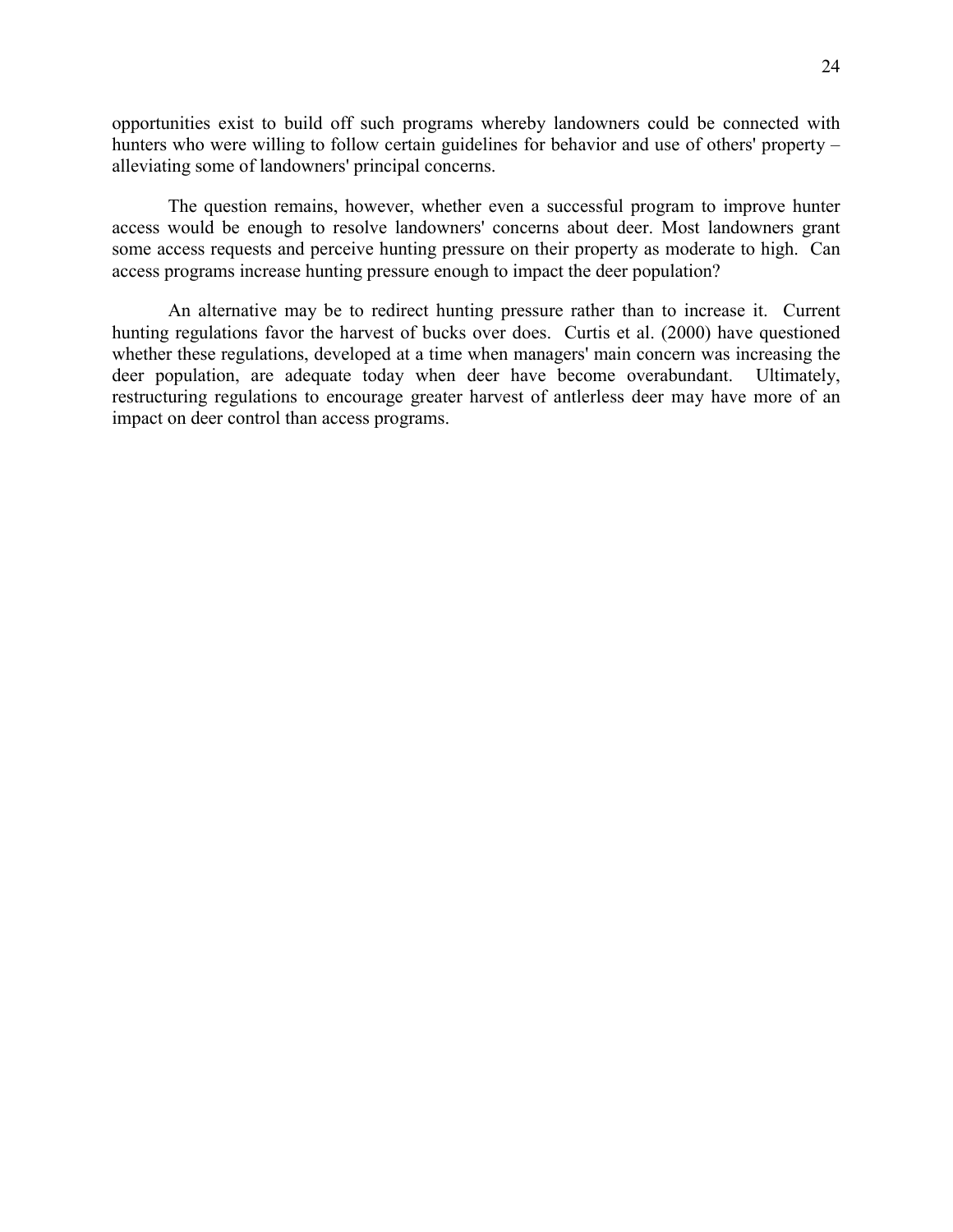opportunities exist to build off such programs whereby landowners could be connected with hunters who were willing to follow certain guidelines for behavior and use of others' property – alleviating some of landowners' principal concerns.

The question remains, however, whether even a successful program to improve hunter access would be enough to resolve landowners' concerns about deer. Most landowners grant some access requests and perceive hunting pressure on their property as moderate to high. Can access programs increase hunting pressure enough to impact the deer population?

An alternative may be to redirect hunting pressure rather than to increase it. Current hunting regulations favor the harvest of bucks over does. Curtis et al. (2000) have questioned whether these regulations, developed at a time when managers' main concern was increasing the deer population, are adequate today when deer have become overabundant. Ultimately, restructuring regulations to encourage greater harvest of antlerless deer may have more of an impact on deer control than access programs.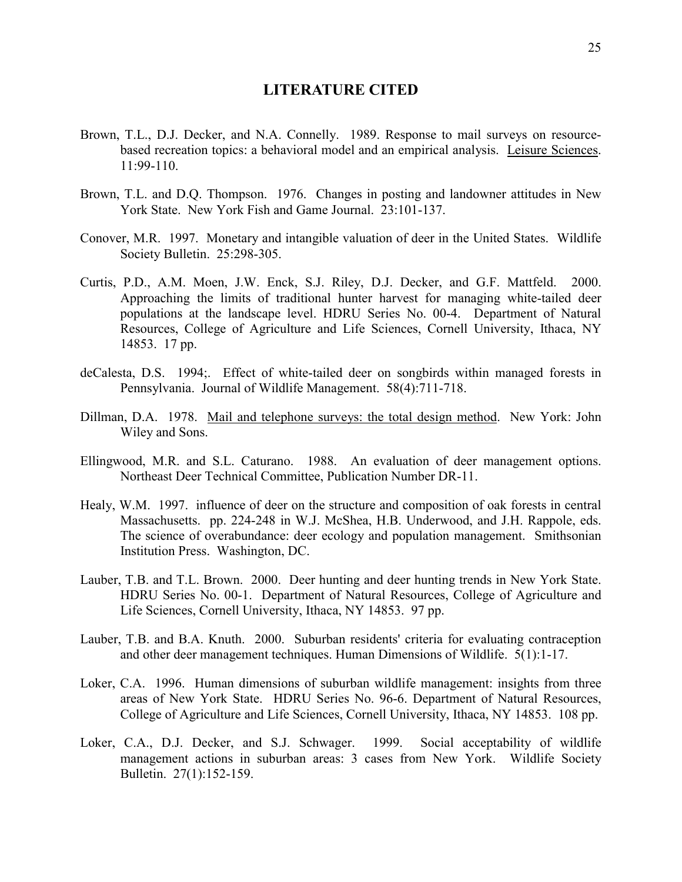## LITERATURE CITED

Brown, T.L., D.J. Decker, and N.A. Connelly. 1989. Response to mail surveys on resource-based recreation topics: a behavioral model and an empirical analysis. Leisure Sciences. 11:99-110.

Brown, T.L. and D.Q. Thompson. 1976. Changes in posting and landowner attitudes in New York State. New York Fish and Game Journal. 23:101-137.

Conover, M.R. 1997. Monetary and intangible valuation of deer in the United States. Wildlife Society Bulletin. 25:298-305.

Curtis, P.D., A.M. Moen, J.W. Enck, S.J. Riley, D.J. Decker, and G.F. Mattfeld. 2000. Approaching the limits of traditional hunter harvest for managing white-tailed deer populations at the landscape level. HDRU Series No. 00-4. Department of Natural Resources, College of Agriculture and Life Sciences, Cornell University, Ithaca, NY 14853. 17 pp.

deCalesta, D.S. 1994;. Effect of white-tailed deer on songbirds within managed forests in Pennsylvania. Journal of Wildlife Management. 58(4):711-718.

Dillman, D.A. 1978. Mail and telephone surveys: the total design method. New York: John Wiley and Sons.

Ellingwood, M.R. and S.L. Caturano. 1988. An evaluation of deer management options. Northeast Deer Technical Committee, Publication Number DR-11.

Healy, W.M. 1997. influence of deer on the structure and composition of oak forests in central Massachusetts. pp. 224-248 in W.J. McShea, H.B. Underwood, and J.H. Rappole, eds. The science of overabundance: deer ecology and population management. Smithsonian Institution Press. Washington, DC.

Lauber, T.B. and T.L. Brown. 2000. Deer hunting and deer hunting trends in New York State. HDRU Series No. 00-1. Department of Natural Resources, College of Agriculture and Life Sciences, Cornell University, Ithaca, NY 14853. 97 pp.

Lauber, T.B. and B.A. Knuth. 2000. Suburban residents' criteria for evaluating contraception and other deer management techniques. Human Dimensions of Wildlife. 5(1):1-17.

Loker, C.A. 1996. Human dimensions of suburban wildlife management: insights from three areas of New York State. HDRU Series No. 96-6. Department of Natural Resources, College of Agriculture and Life Sciences, Cornell University, Ithaca, NY 14853. 108 pp.

Loker, C.A., D.J. Decker, and S.J. Schwager. 1999. Social acceptability of wildlife management actions in suburban areas: 3 cases from New York. Wildlife Society Bulletin. 27(1):152-159.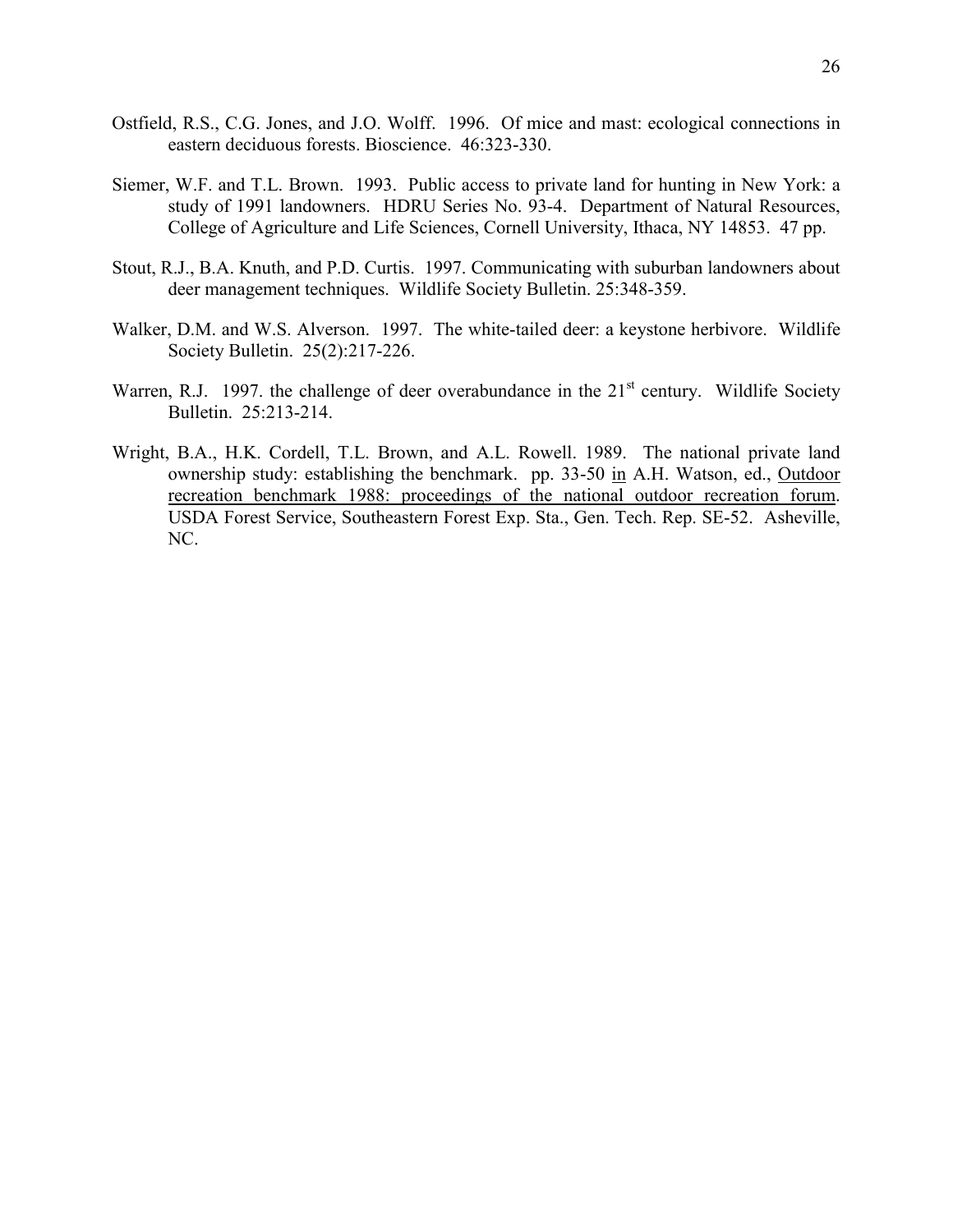Ostfield, R.S., C.G. Jones, and J.O. Wolff. 1996. Of mice and mast: ecological connections in eastern deciduous forests. Bioscience. 46:323-330.

Siemer, W.F. and T.L. Brown. 1993. Public access to private land for hunting in New York: a study of 1991 landowners. HDRU Series No. 93-4. Department of Natural Resources, College of Agriculture and Life Sciences, Cornell University, Ithaca, NY 14853. 47 pp.

Stout, R.J., B.A. Knuth, and P.D. Curtis. 1997. Communicating with suburban landowners about deer management techniques. Wildlife Society Bulletin. 25:348-359.

Walker, D.M. and W.S. Alverson. 1997. The white-tailed deer: a keystone herbivore. Wildlife Society Bulletin. 25(2):217-226.

Warren, R.J. 1997. the challenge of deer overabundance in the 21st century. Wildlife Society Bulletin. 25:213-214.

Wright, B.A., H.K. Cordell, T.L. Brown, and A.L. Rowell. 1989. The national private land ownership study: establishing the benchmark. pp. 33-50 in A.H. Watson, ed., Outdoor recreation benchmark 1988: proceedings of the national outdoor recreation forum. USDA Forest Service, Southeastern Forest Exp. Sta., Gen. Tech. Rep. SE-52. Asheville, NC.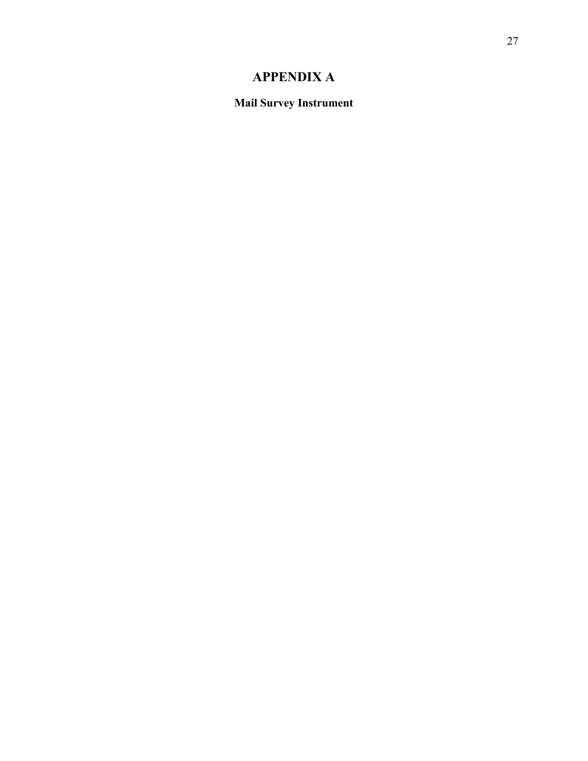# APPENDIX A

## Mail Survey Instrument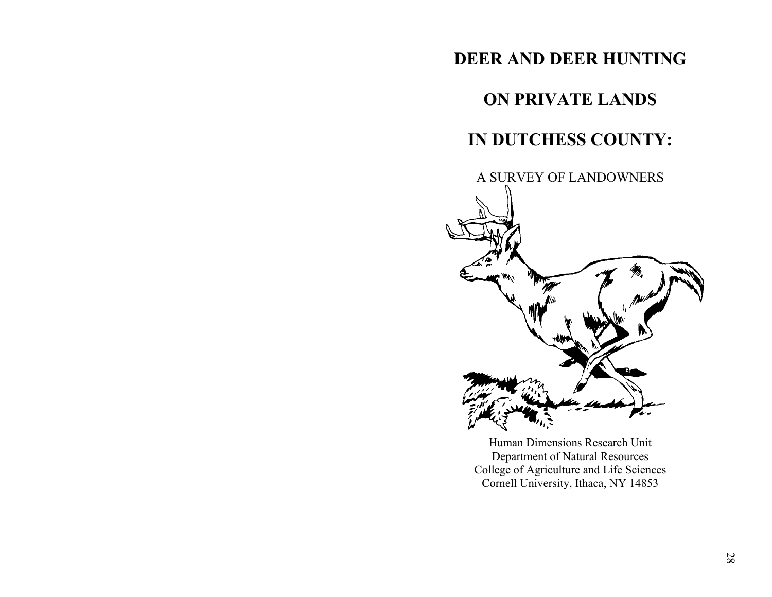# DEER AND DEER HUNTING

# ON PRIVATE LANDS

# IN DUTCHESS COUNTY:

A SURVEY OF LANDOWNERS

Human Dimensions Research Unit
Department of Natural Resources
College of Agriculture and Life Sciences
Cornell University, Ithaca, NY 14853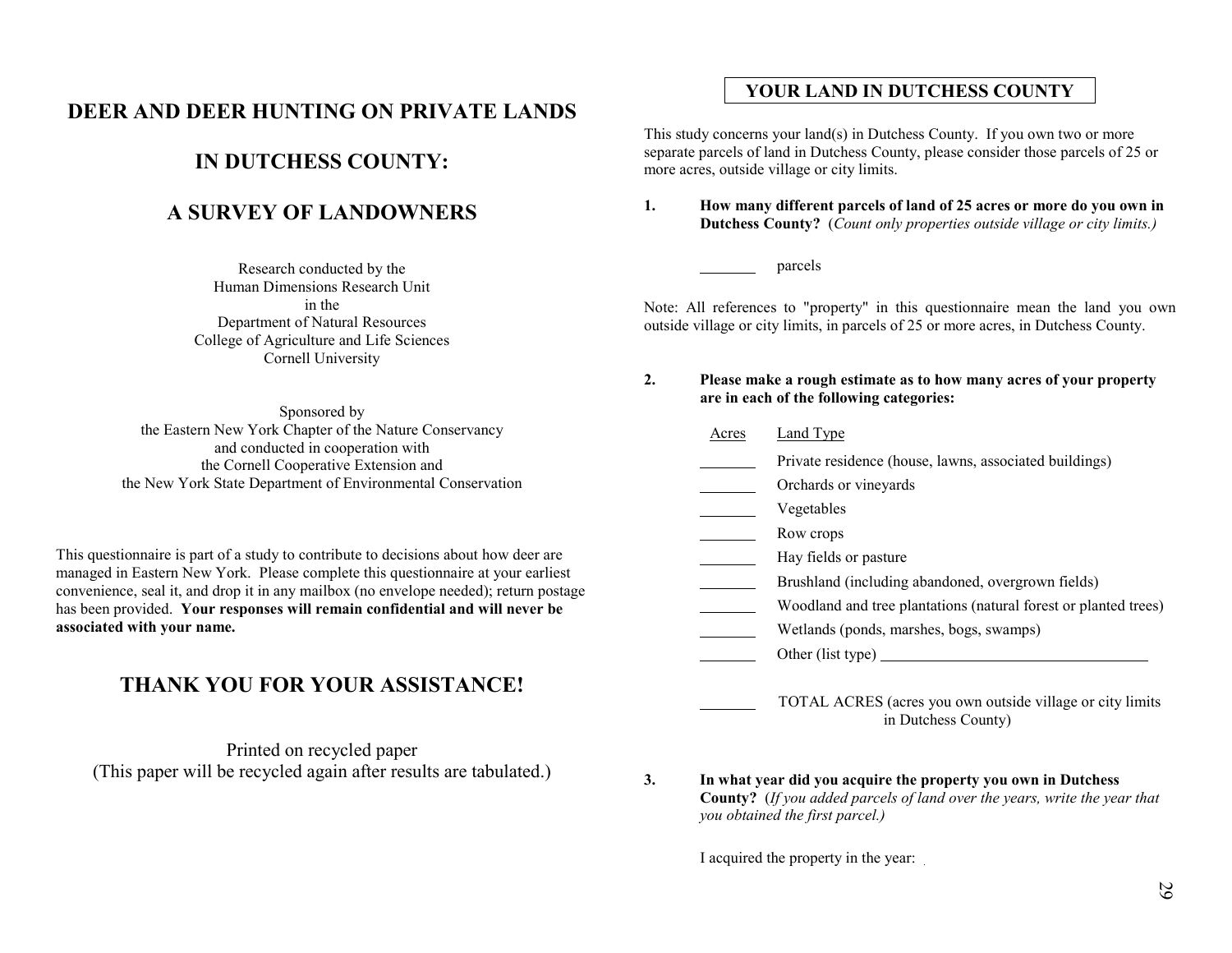# DEER AND DEER HUNTING ON PRIVATE LANDS

# IN DUTCHESS COUNTY:

# A SURVEY OF LANDOWNERS

Research conducted by the
Human Dimensions Research Unit
in the
Department of Natural Resources
College of Agriculture and Life Sciences
Cornell University

Sponsored by
the Eastern New York Chapter of the Nature Conservancy
and conducted in cooperation with
the Cornell Cooperative Extension and
the New York State Department of Environmental Conservation

This questionnaire is part of a study to contribute to decisions about how deer are managed in Eastern New York. Please complete this questionnaire at your earliest convenience, seal it, and drop it in any mailbox (no envelope needed); return postage has been provided. **Your responses will remain confidential and will never be associated with your name.**

## THANK YOU FOR YOUR ASSISTANCE!

Printed on recycled paper
(This paper will be recycled again after results are tabulated.)

## YOUR LAND IN DUTCHESS COUNTY

This study concerns your land(s) in Dutchess County. If you own two or more separate parcels of land in Dutchess County, please consider those parcels of 25 or more acres, outside village or city limits.

**1. How many different parcels of land of 25 acres or more do you own in Dutchess County?** (*Count only properties outside village or city limits.*)

_______ parcels

Note: All references to "property" in this questionnaire mean the land you own outside village or city limits, in parcels of 25 or more acres, in Dutchess County.

**2. Please make a rough estimate as to how many acres of your property are in each of the following categories:**

| Acres | Land Type |
|---|---|
| _______ | Private residence (house, lawns, associated buildings) |
| _______ | Orchards or vineyards |
| _______ | Vegetables |
| _______ | Row crops |
| _______ | Hay fields or pasture |
| _______ | Brushland (including abandoned, overgrown fields) |
| _______ | Woodland and tree plantations (natural forest or planted trees) |
| _______ | Wetlands (ponds, marshes, bogs, swamps) |
| _______ | Other (list type) ___________________ |
| _______ | TOTAL ACRES (acres you own outside village or city limits in Dutchess County) |

**3. In what year did you acquire the property you own in Dutchess County?** (*If you added parcels of land over the years, write the year that you obtained the first parcel.*)

I acquired the property in the year: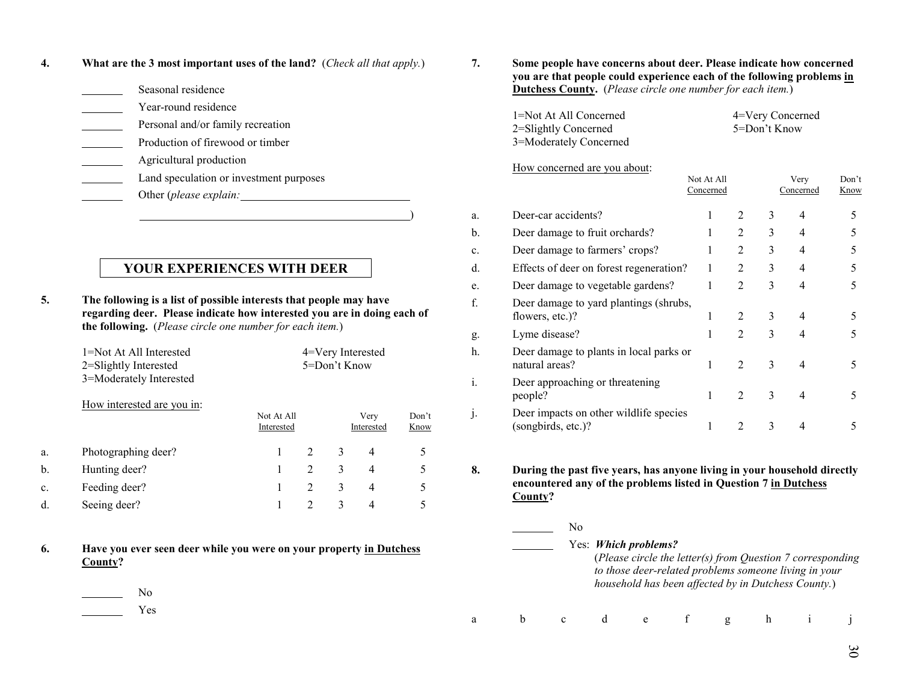**4. What are the 3 most important uses of the land?** (*Check all that apply.*)

_______ Seasonal residence
_______ Year-round residence
_______ Personal and/or family recreation
_______ Production of firewood or timber
_______ Agricultural production
_______ Land speculation or investment purposes
_______ Other (*please explain:* ______________________________
______________________________________________)

## YOUR EXPERIENCES WITH DEER

**5. The following is a list of possible interests that people may have regarding deer. Please indicate how interested you are in doing each of the following.** (*Please circle one number for each item.*)

1=Not At All Interested
2=Slightly Interested
3=Moderately Interested
4=Very Interested
5=Don't Know

| How interested are you in: | Not At All Interested | | | Very Interested | Don't Know |
|---|---|---|---|---|---|
| a. Photographing deer? | 1 | 2 | 3 | 4 | 5 |
| b. Hunting deer? | 1 | 2 | 3 | 4 | 5 |
| c. Feeding deer? | 1 | 2 | 3 | 4 | 5 |
| d. Seeing deer? | 1 | 2 | 3 | 4 | 5 |

**6. Have you ever seen deer while you were on your property in Dutchess County?**

_______ No
_______ Yes

**7. Some people have concerns about deer. Please indicate how concerned you are that people could experience each of the following problems in Dutchess County.** (*Please circle one number for each item.*)

1=Not At All Concerned
2=Slightly Concerned
3=Moderately Concerned
4=Very Concerned
5=Don't Know

| How concerned are you about: | Not At All Concerned | | | Very Concerned | Don't Know |
|---|---|---|---|---|---|
| a. Deer-car accidents? | 1 | 2 | 3 | 4 | 5 |
| b. Deer damage to fruit orchards? | 1 | 2 | 3 | 4 | 5 |
| c. Deer damage to farmers' crops? | 1 | 2 | 3 | 4 | 5 |
| d. Effects of deer on forest regeneration? | 1 | 2 | 3 | 4 | 5 |
| e. Deer damage to vegetable gardens? | 1 | 2 | 3 | 4 | 5 |
| f. Deer damage to yard plantings (shrubs, flowers, etc.)? | 1 | 2 | 3 | 4 | 5 |
| g. Lyme disease? | 1 | 2 | 3 | 4 | 5 |
| h. Deer damage to plants in local parks or natural areas? | 1 | 2 | 3 | 4 | 5 |
| i. Deer approaching or threatening people? | 1 | 2 | 3 | 4 | 5 |
| j. Deer impacts on other wildlife species (songbirds, etc.)? | 1 | 2 | 3 | 4 | 5 |

**8. During the past five years, has anyone living in your household directly encountered any of the problems listed in Question 7 in Dutchess County?**

_______ No
_______ Yes: ***Which problems?***
(*Please circle the letter(s) from Question 7 corresponding to those deer-related problems someone living in your household has been affected by in Dutchess County.*)

a b c d e f g h i j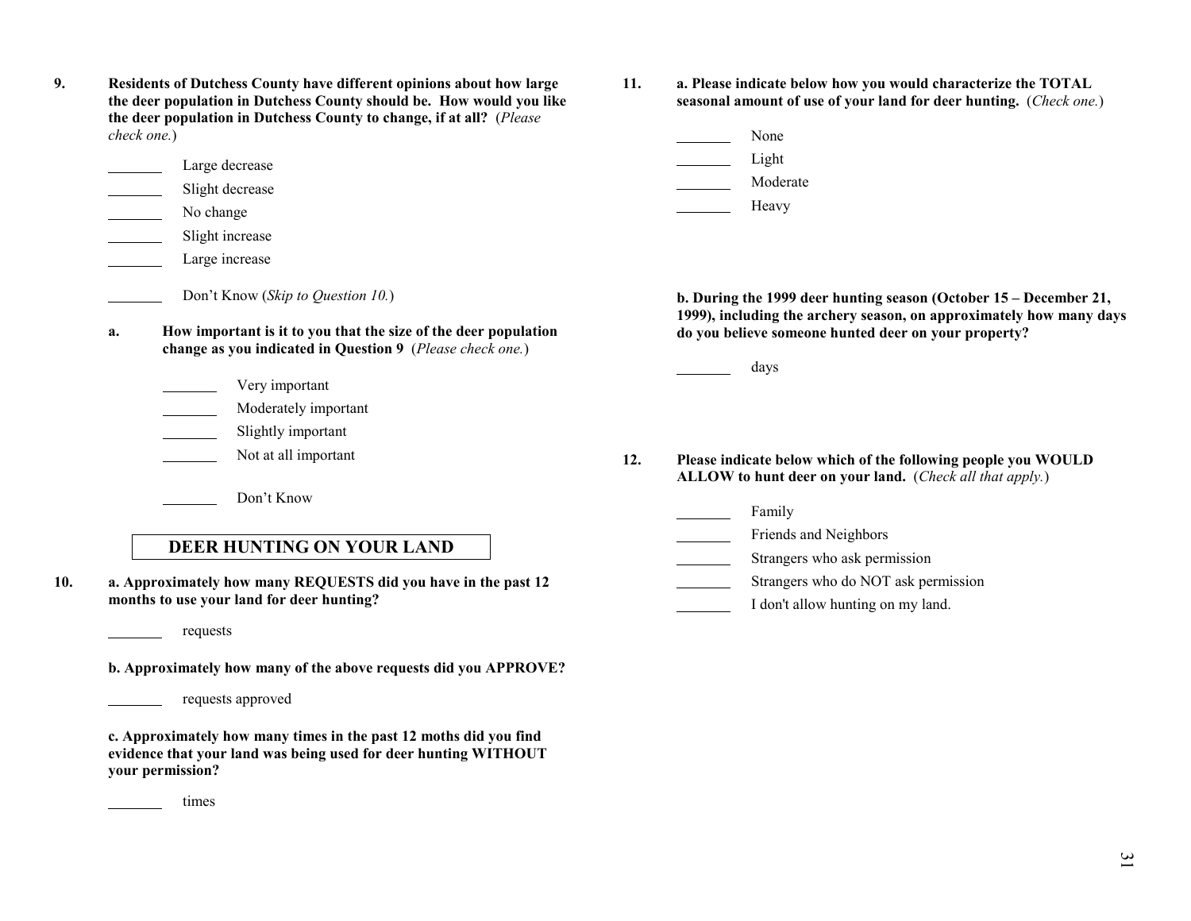9. **Residents of Dutchess County have different opinions about how large the deer population in Dutchess County should be. How would you like the deer population in Dutchess County to change, if at all?** (*Please check one.*)

_______ Large decrease
_______ Slight decrease
_______ No change
_______ Slight increase
_______ Large increase

_______ Don't Know (*Skip to Question 10.*)

a. **How important is it to you that the size of the deer population change as you indicated in Question 9** (*Please check one.*)

_______ Very important
_______ Moderately important
_______ Slightly important
_______ Not at all important

_______ Don't Know

## DEER HUNTING ON YOUR LAND

10. **a. Approximately how many REQUESTS did you have in the past 12 months to use your land for deer hunting?**

_______ requests

**b. Approximately how many of the above requests did you APPROVE?**

_______ requests approved

**c. Approximately how many times in the past 12 moths did you find evidence that your land was being used for deer hunting WITHOUT your permission?**

_______ times

11. **a. Please indicate below how you would characterize the TOTAL seasonal amount of use of your land for deer hunting.** (*Check one.*)

_______ None
_______ Light
_______ Moderate
_______ Heavy

**b. During the 1999 deer hunting season (October 15 – December 21, 1999), including the archery season, on approximately how many days do you believe someone hunted deer on your property?**

_______ days

12. **Please indicate below which of the following people you WOULD ALLOW to hunt deer on your land.** (*Check all that apply.*)

_______ Family
_______ Friends and Neighbors
_______ Strangers who ask permission
_______ Strangers who do NOT ask permission
_______ I don't allow hunting on my land.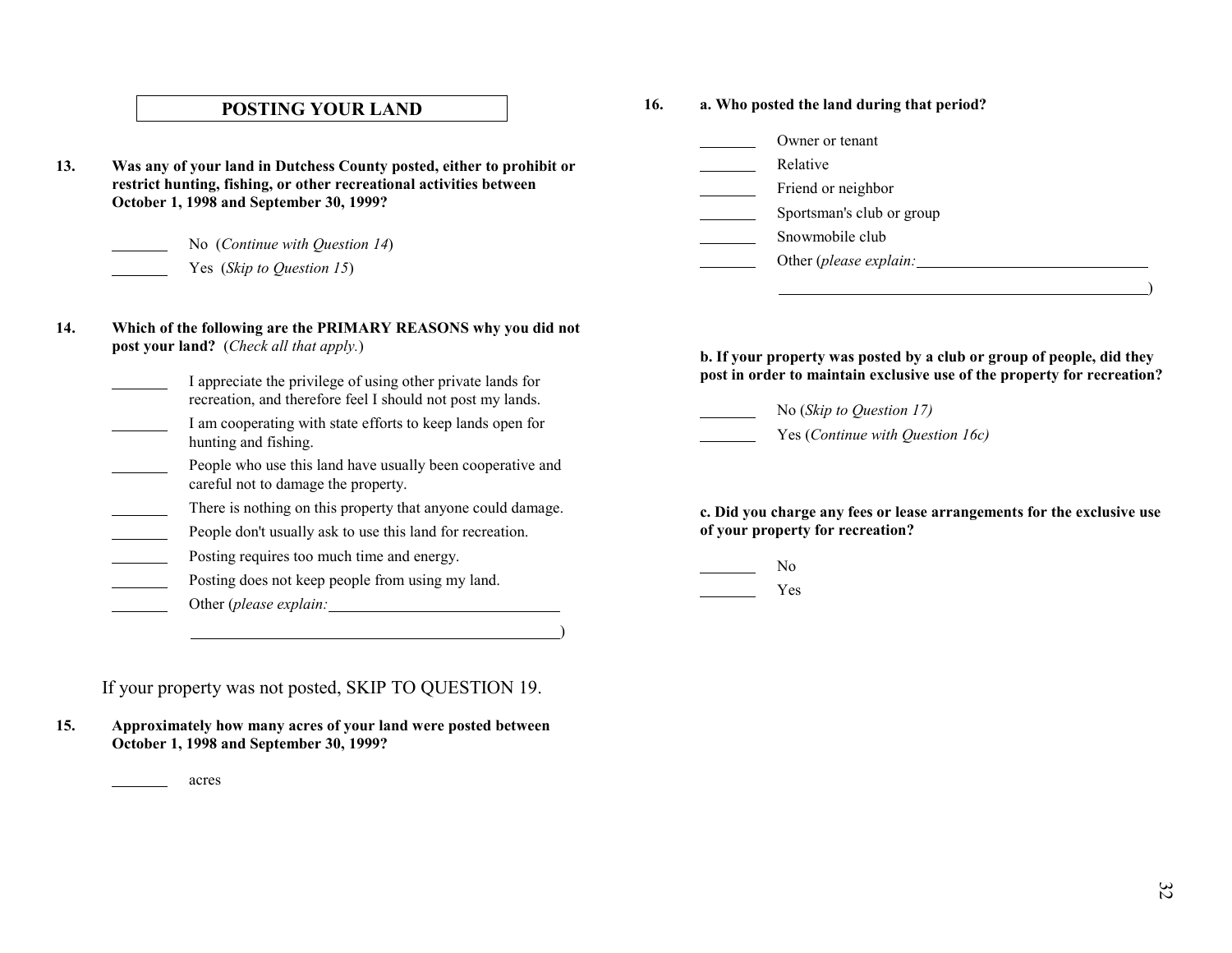## POSTING YOUR LAND

**13. Was any of your land in Dutchess County posted, either to prohibit or restrict hunting, fishing, or other recreational activities between October 1, 1998 and September 30, 1999?**

_______ No (*Continue with Question 14*)
_______ Yes (*Skip to Question 15*)

**14. Which of the following are the PRIMARY REASONS why you did not post your land?** (*Check all that apply.*)

_______ I appreciate the privilege of using other private lands for recreation, and therefore feel I should not post my lands.
_______ I am cooperating with state efforts to keep lands open for hunting and fishing.
_______ People who use this land have usually been cooperative and careful not to damage the property.
_______ There is nothing on this property that anyone could damage.
_______ People don't usually ask to use this land for recreation.
_______ Posting requires too much time and energy.
_______ Posting does not keep people from using my land.
_______ Other (*please explain:* ______________________________
______________________________________________)

If your property was not posted, SKIP TO QUESTION 19.

**15. Approximately how many acres of your land were posted between October 1, 1998 and September 30, 1999?**

_______ acres

**16. a. Who posted the land during that period?**

_______ Owner or tenant
_______ Relative
_______ Friend or neighbor
_______ Sportsman's club or group
_______ Snowmobile club
_______ Other (*please explain:* ______________________________
______________________________________________)

**b. If your property was posted by a club or group of people, did they post in order to maintain exclusive use of the property for recreation?**

_______ No (*Skip to Question 17)*
_______ Yes (*Continue with Question 16c)*

**c. Did you charge any fees or lease arrangements for the exclusive use of your property for recreation?**

_______ No
_______ Yes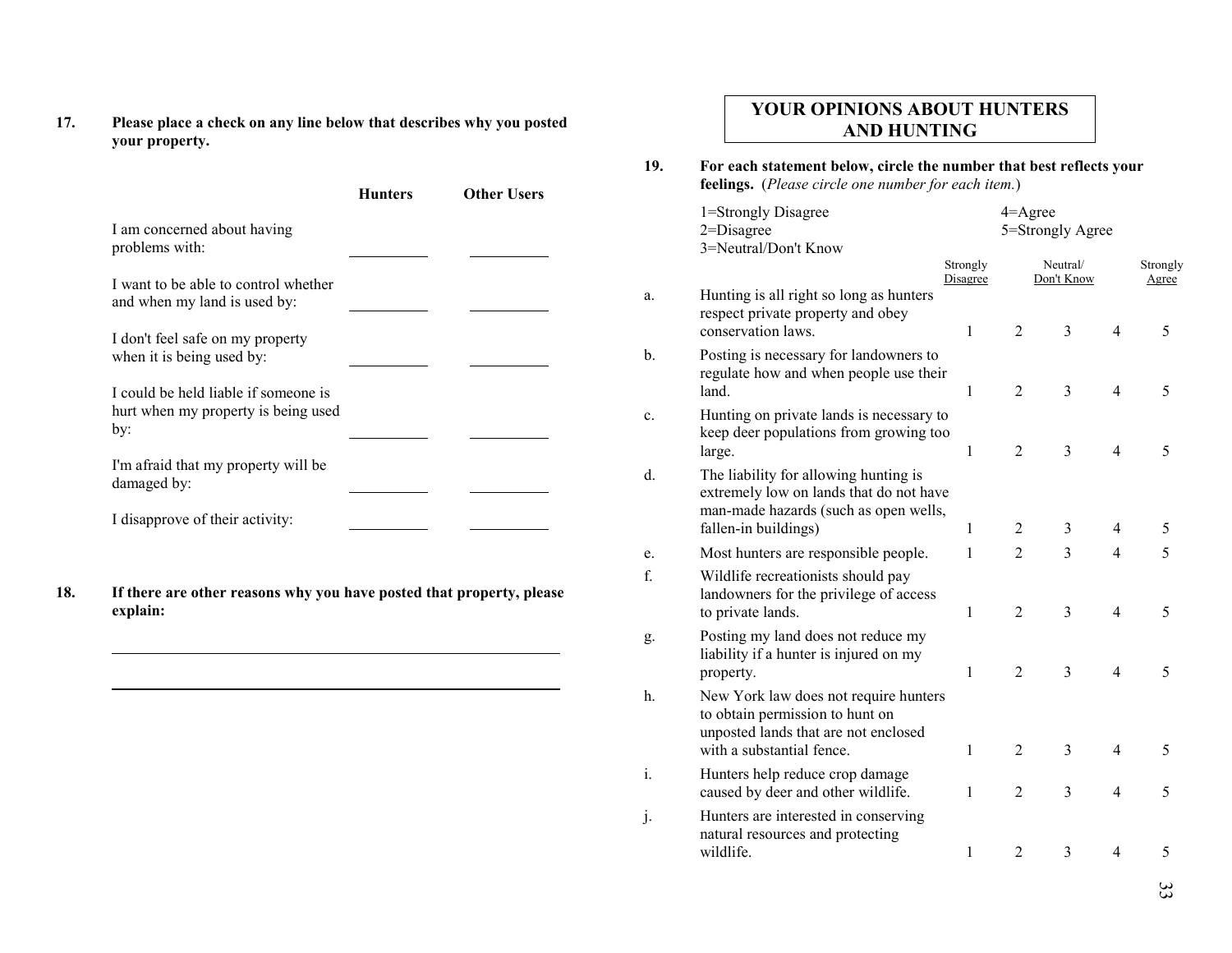**17. Please place a check on any line below that describes why you posted your property.**

| | Hunters | Other Users |
|---|---|---|
| I am concerned about having problems with: | ________ | ________ |
| I want to be able to control whether and when my land is used by: | ________ | ________ |
| I don't feel safe on my property when it is being used by: | ________ | ________ |
| I could be held liable if someone is hurt when my property is being used by: | ________ | ________ |
| I'm afraid that my property will be damaged by: | ________ | ________ |
| I disapprove of their activity: | ________ | ________ |

**18. If there are other reasons why you have posted that property, please explain:**

_______________________________________________

_______________________________________________

## YOUR OPINIONS ABOUT HUNTERS AND HUNTING

**19. For each statement below, circle the number that best reflects your feelings.** (*Please circle one number for each item.*)

1=Strongly Disagree
2=Disagree
3=Neutral/Don't Know
4=Agree
5=Strongly Agree

| | | Strongly Disagree | | Neutral/ Don't Know | | Strongly Agree |
|---|---|---|---|---|---|---|
| a. | Hunting is all right so long as hunters respect private property and obey conservation laws. | 1 | 2 | 3 | 4 | 5 |
| b. | Posting is necessary for landowners to regulate how and when people use their land. | 1 | 2 | 3 | 4 | 5 |
| c. | Hunting on private lands is necessary to keep deer populations from growing too large. | 1 | 2 | 3 | 4 | 5 |
| d. | The liability for allowing hunting is extremely low on lands that do not have man-made hazards (such as open wells, fallen-in buildings) | 1 | 2 | 3 | 4 | 5 |
| e. | Most hunters are responsible people. | 1 | 2 | 3 | 4 | 5 |
| f. | Wildlife recreationists should pay landowners for the privilege of access to private lands. | 1 | 2 | 3 | 4 | 5 |
| g. | Posting my land does not reduce my liability if a hunter is injured on my property. | 1 | 2 | 3 | 4 | 5 |
| h. | New York law does not require hunters to obtain permission to hunt on unposted lands that are not enclosed with a substantial fence. | 1 | 2 | 3 | 4 | 5 |
| i. | Hunters help reduce crop damage caused by deer and other wildlife. | 1 | 2 | 3 | 4 | 5 |
| j. | Hunters are interested in conserving natural resources and protecting wildlife. | 1 | 2 | 3 | 4 | 5 |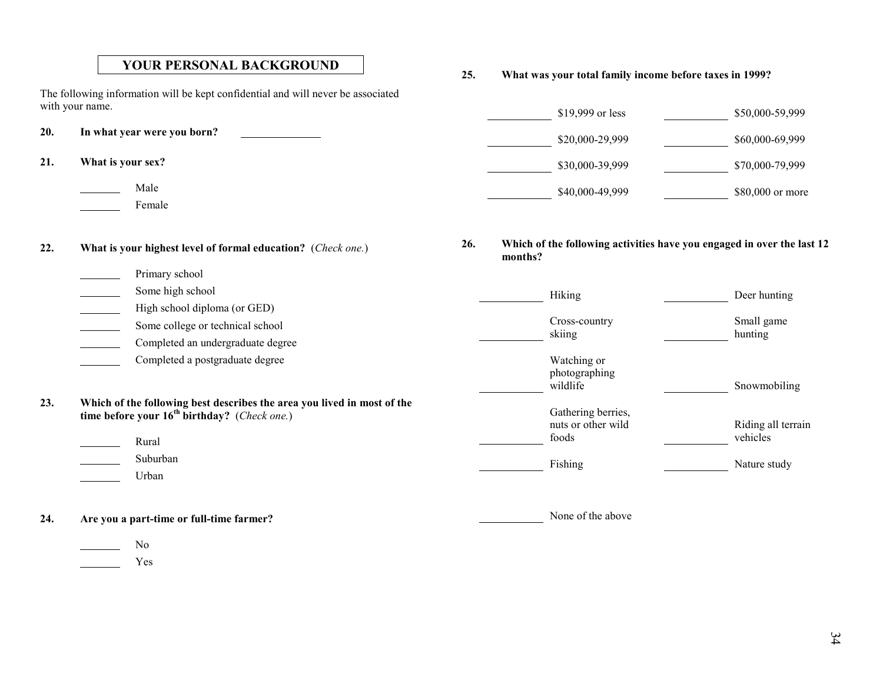## YOUR PERSONAL BACKGROUND

The following information will be kept confidential and will never be associated with your name.

**20. In what year were you born?** _______________

**21. What is your sex?**

_______ Male
_______ Female

**22. What is your highest level of formal education?** (*Check one.*)

_______ Primary school
_______ Some high school
_______ High school diploma (or GED)
_______ Some college or technical school
_______ Completed an undergraduate degree
_______ Completed a postgraduate degree

**23. Which of the following best describes the area you lived in most of the time before your 16th birthday?** (*Check one.*)

_______ Rural
_______ Suburban
_______ Urban

**24. Are you a part-time or full-time farmer?**

_______ No
_______ Yes

**25. What was your total family income before taxes in 1999?**

| | | | |
|---|---|---|---|
| _______ | $19,999 or less | _______ | $50,000-59,999 |
| _______ | $20,000-29,999 | _______ | $60,000-69,999 |
| _______ | $30,000-39,999 | _______ | $70,000-79,999 |
| _______ | $40,000-49,999 | _______ | $80,000 or more |

**26. Which of the following activities have you engaged in over the last 12 months?**

| | | | |
|---|---|---|---|
| _______ | Hiking | _______ | Deer hunting |
| _______ | Cross-country skiing | _______ | Small game hunting |
| _______ | Watching or photographing wildlife | _______ | Snowmobiling |
| _______ | Gathering berries, nuts or other wild foods | _______ | Riding all terrain vehicles |
| _______ | Fishing | _______ | Nature study |

_______ None of the above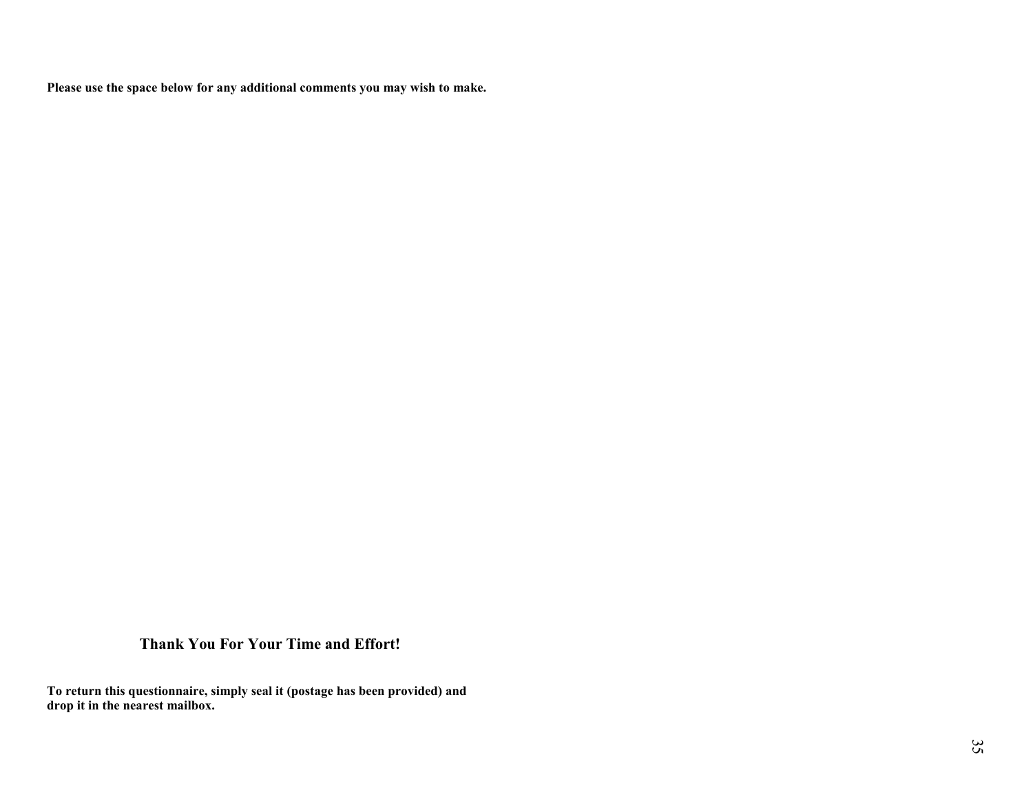**Please use the space below for any additional comments you may wish to make.**

**Thank You For Your Time and Effort!**

**To return this questionnaire, simply seal it (postage has been provided) and drop it in the nearest mailbox.**